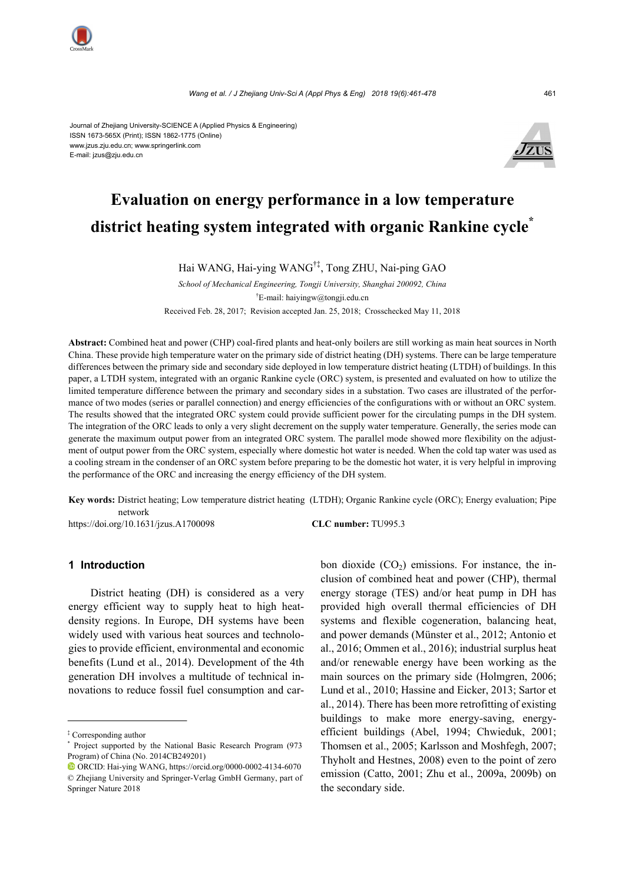Journal of Zhejiang University-SCIENCE A (Applied Physics & Engineering)
ISSN 1673-565X (Print); ISSN 1862-1775 (Online)
www.jzus.zju.edu.cn; www.springerlink.com
E-mail: jzus@zju.edu.cn

# Evaluation on energy performance in a low temperature district heating system integrated with organic Rankine cycle*

Hai WANG, Hai-ying WANG[†‡], Tong ZHU, Nai-ping GAO

*School of Mechanical Engineering, Tongji University, Shanghai 200092, China*

[†]E-mail: haiyingw@tongji.edu.cn

Received Feb. 28, 2017; Revision accepted Jan. 25, 2018; Crosschecked May 11, 2018

**Abstract:** Combined heat and power (CHP) coal-fired plants and heat-only boilers are still working as main heat sources in North China. These provide high temperature water on the primary side of district heating (DH) systems. There can be large temperature differences between the primary side and secondary side deployed in low temperature district heating (LTDH) of buildings. In this paper, a LTDH system, integrated with an organic Rankine cycle (ORC) system, is presented and evaluated on how to utilize the limited temperature difference between the primary and secondary sides in a substation. Two cases are illustrated of the performance of two modes (series or parallel connection) and energy efficiencies of the configurations with or without an ORC system. The results showed that the integrated ORC system could provide sufficient power for the circulating pumps in the DH system. The integration of the ORC leads to only a very slight decrement on the supply water temperature. Generally, the series mode can generate the maximum output power from an integrated ORC system. The parallel mode showed more flexibility on the adjustment of output power from the ORC system, especially where domestic hot water is needed. When the cold tap water was used as a cooling stream in the condenser of an ORC system before preparing to be the domestic hot water, it is very helpful in improving the performance of the ORC and increasing the energy efficiency of the DH system.

**Key words:** District heating; Low temperature district heating (LTDH); Organic Rankine cycle (ORC); Energy evaluation; Pipe network

https://doi.org/10.1631/jzus.A1700098 **CLC number:** TU995.3

## 1 Introduction

District heating (DH) is considered as a very energy efficient way to supply heat to high heat-density regions. In Europe, DH systems have been widely used with various heat sources and technologies to provide efficient, environmental and economic benefits (Lund et al., 2014). Development of the 4th generation DH involves a multitude of technical innovations to reduce fossil fuel consumption and carbon dioxide ($CO_2$) emissions. For instance, the inclusion of combined heat and power (CHP), thermal energy storage (TES) and/or heat pump in DH has provided high overall thermal efficiencies of DH systems and flexible cogeneration, balancing heat, and power demands (Münster et al., 2012; Antonio et al., 2016; Ommen et al., 2016); industrial surplus heat and/or renewable energy have been working as the main sources on the primary side (Holmgren, 2006; Lund et al., 2010; Hassine and Eicker, 2013; Sartor et al., 2014). There has been more retrofitting of existing buildings to make more energy-saving, energy-efficient buildings (Abel, 1994; Chwieduk, 2001; Thomsen et al., 2005; Karlsson and Moshfegh, 2007; Thyholt and Hestnes, 2008) even to the point of zero emission (Catto, 2001; Zhu et al., 2009a, 2009b) on the secondary side.

---

[‡] Corresponding author

[*] Project supported by the National Basic Research Program (973 Program) of China (No. 2014CB249201)

ORCID: Hai-ying WANG, https://orcid.org/0000-0002-4134-6070

© Zhejiang University and Springer-Verlag GmbH Germany, part of Springer Nature 2018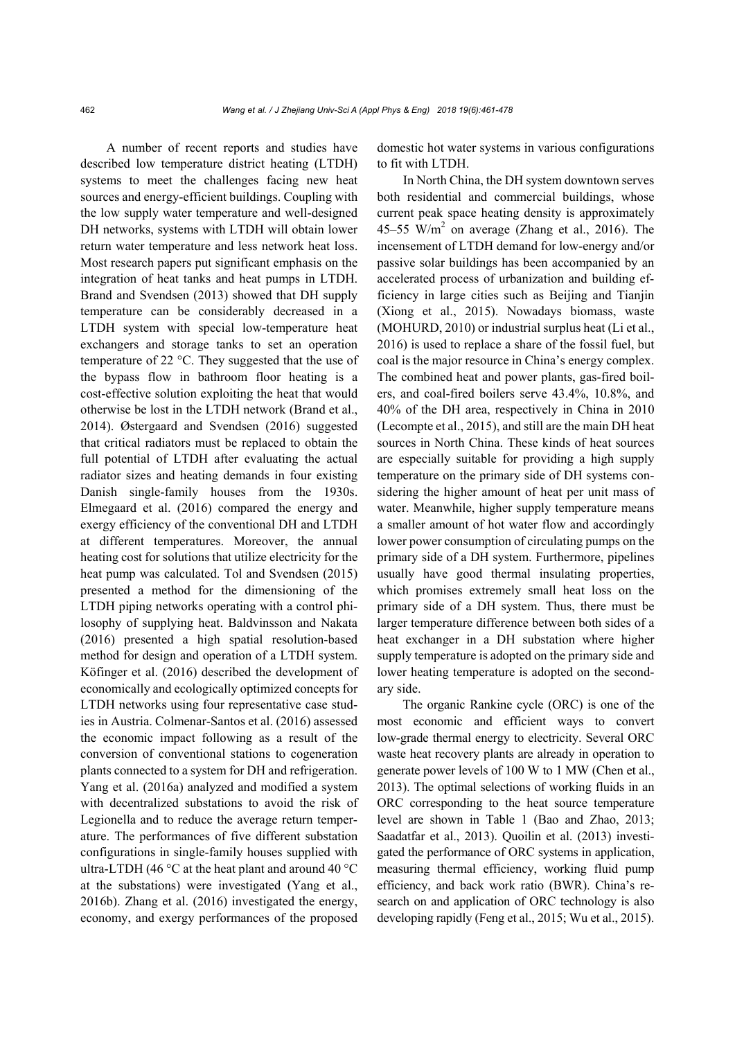A number of recent reports and studies have described low temperature district heating (LTDH) systems to meet the challenges facing new heat sources and energy-efficient buildings. Coupling with the low supply water temperature and well-designed DH networks, systems with LTDH will obtain lower return water temperature and less network heat loss. Most research papers put significant emphasis on the integration of heat tanks and heat pumps in LTDH. Brand and Svendsen (2013) showed that DH supply temperature can be considerably decreased in a LTDH system with special low-temperature heat exchangers and storage tanks to set an operation temperature of 22 °C. They suggested that the use of the bypass flow in bathroom floor heating is a cost-effective solution exploiting the heat that would otherwise be lost in the LTDH network (Brand et al., 2014). Østergaard and Svendsen (2016) suggested that critical radiators must be replaced to obtain the full potential of LTDH after evaluating the actual radiator sizes and heating demands in four existing Danish single-family houses from the 1930s. Elmegaard et al. (2016) compared the energy and exergy efficiency of the conventional DH and LTDH at different temperatures. Moreover, the annual heating cost for solutions that utilize electricity for the heat pump was calculated. Tol and Svendsen (2015) presented a method for the dimensioning of the LTDH piping networks operating with a control philosophy of supplying heat. Baldvinsson and Nakata (2016) presented a high spatial resolution-based method for design and operation of a LTDH system. Köfinger et al. (2016) described the development of economically and ecologically optimized concepts for LTDH networks using four representative case studies in Austria. Colmenar-Santos et al. (2016) assessed the economic impact following as a result of the conversion of conventional stations to cogeneration plants connected to a system for DH and refrigeration. Yang et al. (2016a) analyzed and modified a system with decentralized substations to avoid the risk of Legionella and to reduce the average return temperature. The performances of five different substation configurations in single-family houses supplied with ultra-LTDH (46 °C at the heat plant and around 40 °C at the substations) were investigated (Yang et al., 2016b). Zhang et al. (2016) investigated the energy, economy, and exergy performances of the proposed domestic hot water systems in various configurations to fit with LTDH.

In North China, the DH system downtown serves both residential and commercial buildings, whose current peak space heating density is approximately 45–55 W/m$^2$ on average (Zhang et al., 2016). The incensement of LTDH demand for low-energy and/or passive solar buildings has been accompanied by an accelerated process of urbanization and building efficiency in large cities such as Beijing and Tianjin (Xiong et al., 2015). Nowadays biomass, waste (MOHURD, 2010) or industrial surplus heat (Li et al., 2016) is used to replace a share of the fossil fuel, but coal is the major resource in China's energy complex. The combined heat and power plants, gas-fired boilers, and coal-fired boilers serve 43.4%, 10.8%, and 40% of the DH area, respectively in China in 2010 (Lecompte et al., 2015), and still are the main DH heat sources in North China. These kinds of heat sources are especially suitable for providing a high supply temperature on the primary side of DH systems considering the higher amount of heat per unit mass of water. Meanwhile, higher supply temperature means a smaller amount of hot water flow and accordingly lower power consumption of circulating pumps on the primary side of a DH system. Furthermore, pipelines usually have good thermal insulating properties, which promises extremely small heat loss on the primary side of a DH system. Thus, there must be larger temperature difference between both sides of a heat exchanger in a DH substation where higher supply temperature is adopted on the primary side and lower heating temperature is adopted on the secondary side.

The organic Rankine cycle (ORC) is one of the most economic and efficient ways to convert low-grade thermal energy to electricity. Several ORC waste heat recovery plants are already in operation to generate power levels of 100 W to 1 MW (Chen et al., 2013). The optimal selections of working fluids in an ORC corresponding to the heat source temperature level are shown in Table 1 (Bao and Zhao, 2013; Saadatfar et al., 2013). Quoilin et al. (2013) investigated the performance of ORC systems in application, measuring thermal efficiency, working fluid pump efficiency, and back work ratio (BWR). China's research on and application of ORC technology is also developing rapidly (Feng et al., 2015; Wu et al., 2015).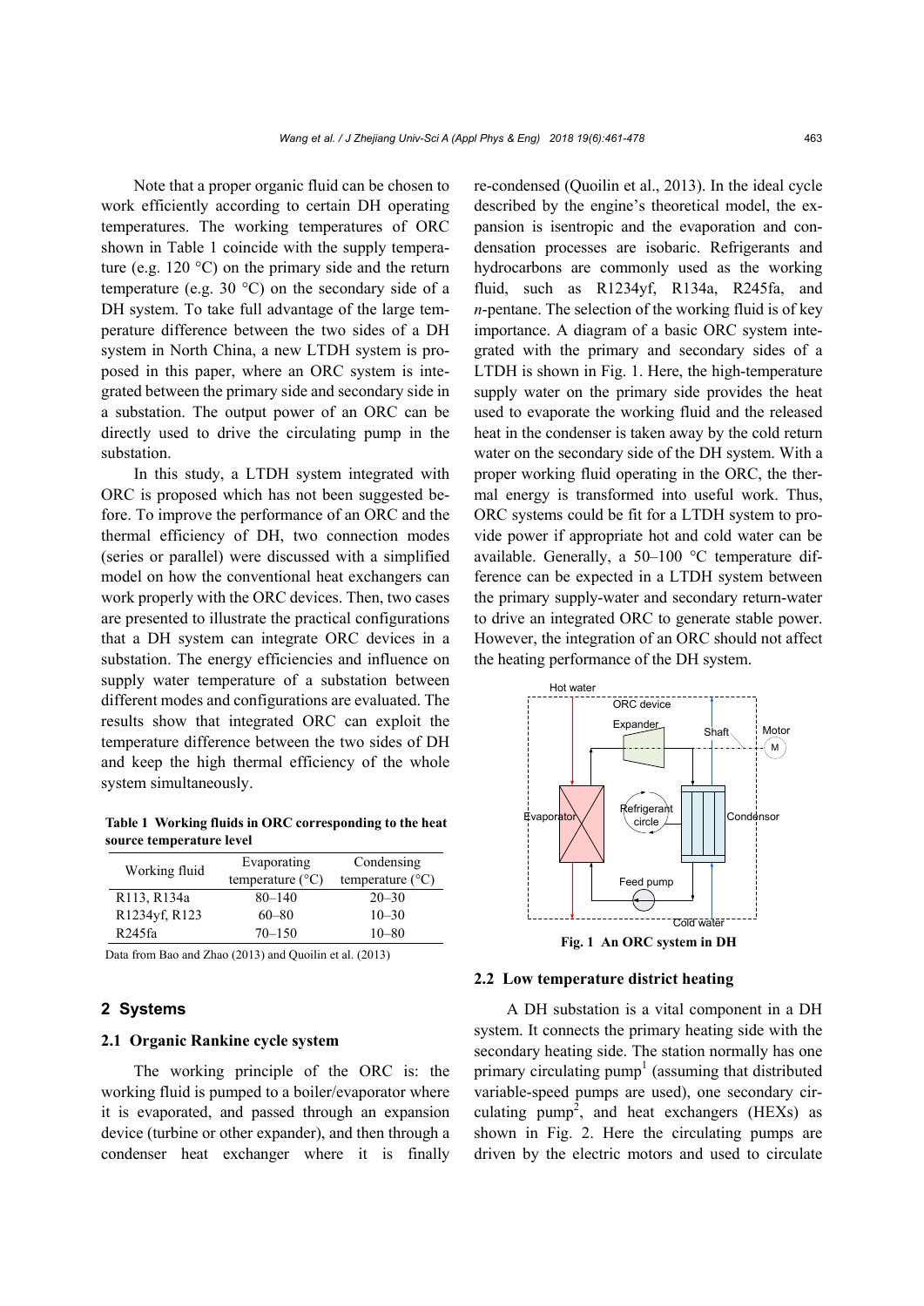Note that a proper organic fluid can be chosen to work efficiently according to certain DH operating temperatures. The working temperatures of ORC shown in Table 1 coincide with the supply temperature (e.g. 120 °C) on the primary side and the return temperature (e.g. 30 °C) on the secondary side of a DH system. To take full advantage of the large temperature difference between the two sides of a DH system in North China, a new LTDH system is proposed in this paper, where an ORC system is integrated between the primary side and secondary side in a substation. The output power of an ORC can be directly used to drive the circulating pump in the substation.

In this study, a LTDH system integrated with ORC is proposed which has not been suggested before. To improve the performance of an ORC and the thermal efficiency of DH, two connection modes (series or parallel) were discussed with a simplified model on how the conventional heat exchangers can work properly with the ORC devices. Then, two cases are presented to illustrate the practical configurations that a DH system can integrate ORC devices in a substation. The energy efficiencies and influence on supply water temperature of a substation between different modes and configurations are evaluated. The results show that integrated ORC can exploit the temperature difference between the two sides of DH and keep the high thermal efficiency of the whole system simultaneously.

**Table 1 Working fluids in ORC corresponding to the heat source temperature level**

| Working fluid | Evaporating temperature (°C) | Condensing temperature (°C) |
|---|---|---|
| R113, R134a | 80–140 | 20–30 |
| R1234yf, R123 | 60–80 | 10–30 |
| R245fa | 70–150 | 10–80 |

Data from Bao and Zhao (2013) and Quoilin et al. (2013)

## 2 Systems

### 2.1 Organic Rankine cycle system

The working principle of the ORC is: the working fluid is pumped to a boiler/evaporator where it is evaporated, and passed through an expansion device (turbine or other expander), and then through a condenser heat exchanger where it is finally re-condensed (Quoilin et al., 2013). In the ideal cycle described by the engine's theoretical model, the expansion is isentropic and the evaporation and condensation processes are isobaric. Refrigerants and hydrocarbons are commonly used as the working fluid, such as R1234yf, R134a, R245fa, and *n*-pentane. The selection of the working fluid is of key importance. A diagram of a basic ORC system integrated with the primary and secondary sides of a LTDH is shown in Fig. 1. Here, the high-temperature supply water on the primary side provides the heat used to evaporate the working fluid and the released heat in the condenser is taken away by the cold return water on the secondary side of the DH system. With a proper working fluid operating in the ORC, the thermal energy is transformed into useful work. Thus, ORC systems could be fit for a LTDH system to provide power if appropriate hot and cold water can be available. Generally, a 50–100 °C temperature difference can be expected in a LTDH system between the primary supply-water and secondary return-water to drive an integrated ORC to generate stable power. However, the integration of an ORC should not affect the heating performance of the DH system.

**Fig. 1 An ORC system in DH**

### 2.2 Low temperature district heating

A DH substation is a vital component in a DH system. It connects the primary heating side with the secondary heating side. The station normally has one primary circulating pump[1] (assuming that distributed variable-speed pumps are used), one secondary circulating pump[2], and heat exchangers (HEXs) as shown in Fig. 2. Here the circulating pumps are driven by the electric motors and used to circulate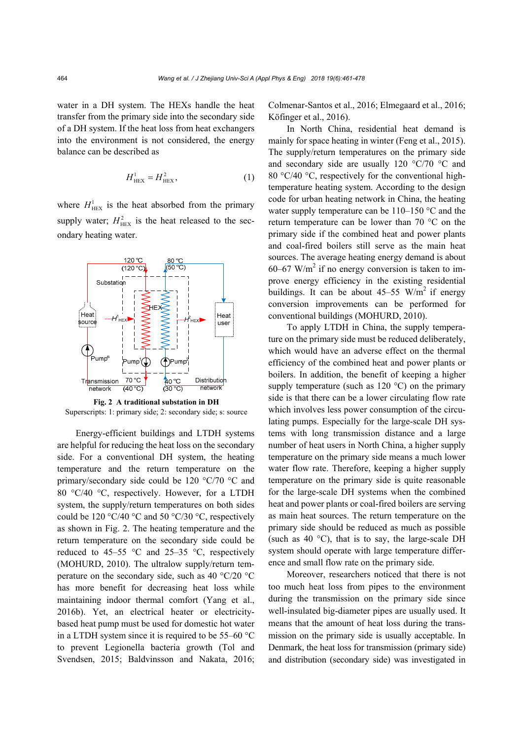water in a DH system. The HEXs handle the heat transfer from the primary side into the secondary side of a DH system. If the heat loss from heat exchangers into the environment is not considered, the energy balance can be described as

$$H_{\mathrm{HEX}}^{1}=H_{\mathrm{HEX}}^{2}, \tag{1}$$

where $H_{\mathrm{HEX}}^{1}$ is the heat absorbed from the primary supply water; $H_{\mathrm{HEX}}^{2}$ is the heat released to the secondary heating water.

**Fig. 2 A traditional substation in DH**
Superscripts: 1: primary side; 2: secondary side; s: source

Energy-efficient buildings and LTDH systems are helpful for reducing the heat loss on the secondary side. For a conventional DH system, the heating temperature and the return temperature on the primary/secondary side could be 120 °C/70 °C and 80 °C/40 °C, respectively. However, for a LTDH system, the supply/return temperatures on both sides could be 120 °C/40 °C and 50 °C/30 °C, respectively as shown in Fig. 2. The heating temperature and the return temperature on the secondary side could be reduced to 45–55 °C and 25–35 °C, respectively (MOHURD, 2010). The ultralow supply/return temperature on the secondary side, such as 40 °C/20 °C has more benefit for decreasing heat loss while maintaining indoor thermal comfort (Yang et al., 2016b). Yet, an electrical heater or electricity-based heat pump must be used for domestic hot water in a LTDH system since it is required to be 55–60 °C to prevent Legionella bacteria growth (Tol and Svendsen, 2015; Baldvinsson and Nakata, 2016; Colmenar-Santos et al., 2016; Elmegaard et al., 2016; Köfinger et al., 2016).

In North China, residential heat demand is mainly for space heating in winter (Feng et al., 2015). The supply/return temperatures on the primary side and secondary side are usually 120 °C/70 °C and 80 °C/40 °C, respectively for the conventional high-temperature heating system. According to the design code for urban heating network in China, the heating water supply temperature can be 110–150 °C and the return temperature can be lower than 70 °C on the primary side if the combined heat and power plants and coal-fired boilers still serve as the main heat sources. The average heating energy demand is about 60–67 W/m$^2$ if no energy conversion is taken to improve energy efficiency in the existing residential buildings. It can be about 45–55 W/m$^2$ if energy conversion improvements can be performed for conventional buildings (MOHURD, 2010).

To apply LTDH in China, the supply temperature on the primary side must be reduced deliberately, which would have an adverse effect on the thermal efficiency of the combined heat and power plants or boilers. In addition, the benefit of keeping a higher supply temperature (such as 120 °C) on the primary side is that there can be a lower circulating flow rate which involves less power consumption of the circulating pumps. Especially for the large-scale DH systems with long transmission distance and a large number of heat users in North China, a higher supply temperature on the primary side means a much lower water flow rate. Therefore, keeping a higher supply temperature on the primary side is quite reasonable for the large-scale DH systems when the combined heat and power plants or coal-fired boilers are serving as main heat sources. The return temperature on the primary side should be reduced as much as possible (such as 40 °C), that is to say, the large-scale DH system should operate with large temperature difference and small flow rate on the primary side.

Moreover, researchers noticed that there is not too much heat loss from pipes to the environment during the transmission on the primary side since well-insulated big-diameter pipes are usually used. It means that the amount of heat loss during the transmission on the primary side is usually acceptable. In Denmark, the heat loss for transmission (primary side) and distribution (secondary side) was investigated in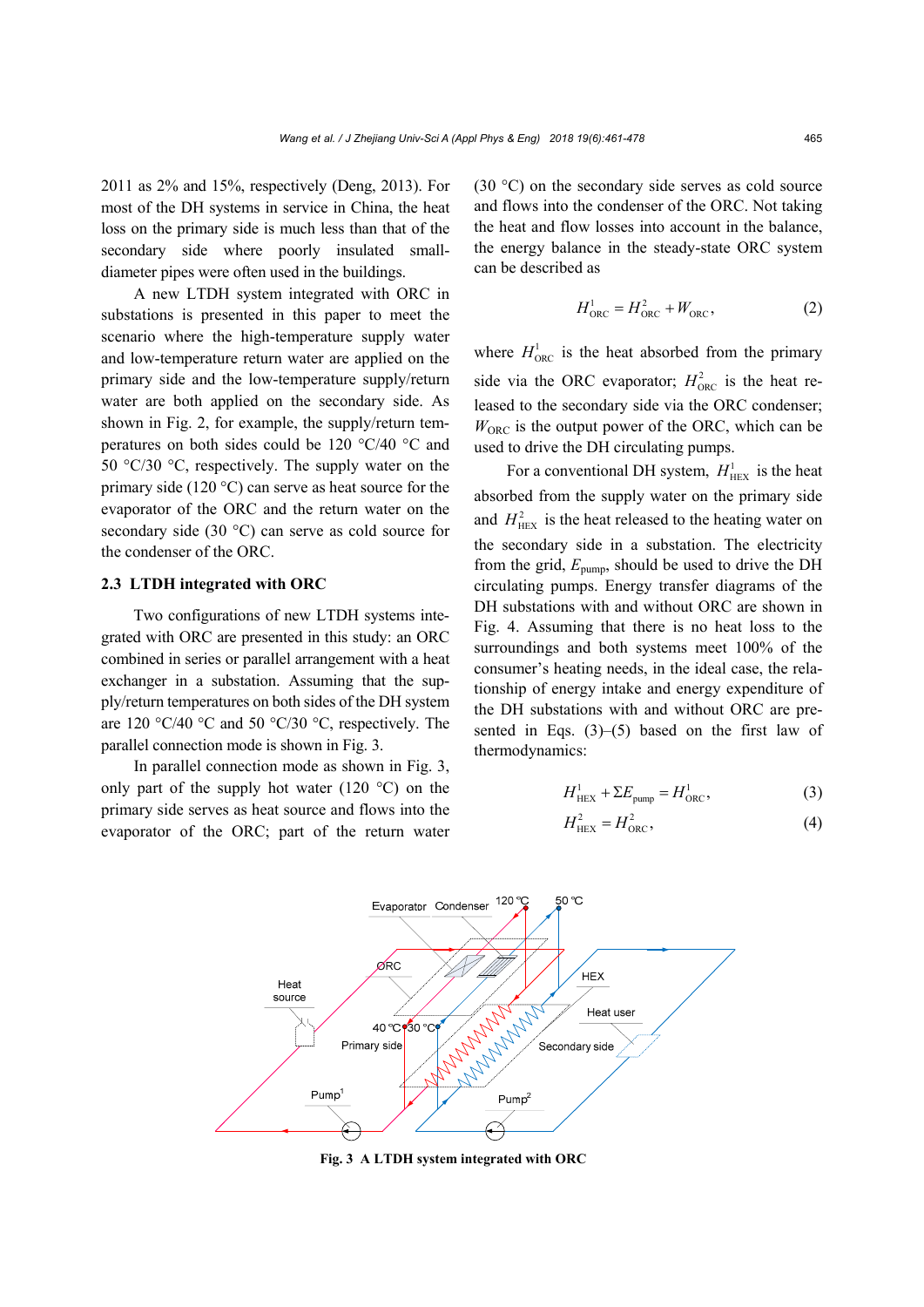2011 as 2% and 15%, respectively (Deng, 2013). For most of the DH systems in service in China, the heat loss on the primary side is much less than that of the secondary side where poorly insulated small-diameter pipes were often used in the buildings.

A new LTDH system integrated with ORC in substations is presented in this paper to meet the scenario where the high-temperature supply water and low-temperature return water are applied on the primary side and the low-temperature supply/return water are both applied on the secondary side. As shown in Fig. 2, for example, the supply/return temperatures on both sides could be 120 °C/40 °C and 50 °C/30 °C, respectively. The supply water on the primary side (120 °C) can serve as heat source for the evaporator of the ORC and the return water on the secondary side (30 °C) can serve as cold source for the condenser of the ORC.

### 2.3 LTDH integrated with ORC

Two configurations of new LTDH systems integrated with ORC are presented in this study: an ORC combined in series or parallel arrangement with a heat exchanger in a substation. Assuming that the supply/return temperatures on both sides of the DH system are 120 °C/40 °C and 50 °C/30 °C, respectively. The parallel connection mode is shown in Fig. 3.

In parallel connection mode as shown in Fig. 3, only part of the supply hot water (120 °C) on the primary side serves as heat source and flows into the evaporator of the ORC; part of the return water (30 °C) on the secondary side serves as cold source and flows into the condenser of the ORC. Not taking the heat and flow losses into account in the balance, the energy balance in the steady-state ORC system can be described as

$$H^1_{\mathrm{ORC}} = H^2_{\mathrm{ORC}} + W_{\mathrm{ORC}}, \tag{2}$$

where $H^1_{\mathrm{ORC}}$ is the heat absorbed from the primary side via the ORC evaporator; $H^2_{\mathrm{ORC}}$ is the heat released to the secondary side via the ORC condenser; $W_{\mathrm{ORC}}$ is the output power of the ORC, which can be used to drive the DH circulating pumps.

For a conventional DH system, $H^1_{\mathrm{HEX}}$ is the heat absorbed from the supply water on the primary side and $H^2_{\mathrm{HEX}}$ is the heat released to the heating water on the secondary side in a substation. The electricity from the grid, $E_{\mathrm{pump}}$, should be used to drive the DH circulating pumps. Energy transfer diagrams of the DH substations with and without ORC are shown in Fig. 4. Assuming that there is no heat loss to the surroundings and both systems meet 100% of the consumer's heating needs, in the ideal case, the relationship of energy intake and energy expenditure of the DH substations with and without ORC are presented in Eqs. (3)–(5) based on the first law of thermodynamics:

$$H^1_{\mathrm{HEX}} + \Sigma E_{\mathrm{pump}} = H^1_{\mathrm{ORC}}, \tag{3}$$

$$H^2_{\mathrm{HEX}} = H^2_{\mathrm{ORC}}, \tag{4}$$

**Fig. 3 A LTDH system integrated with ORC**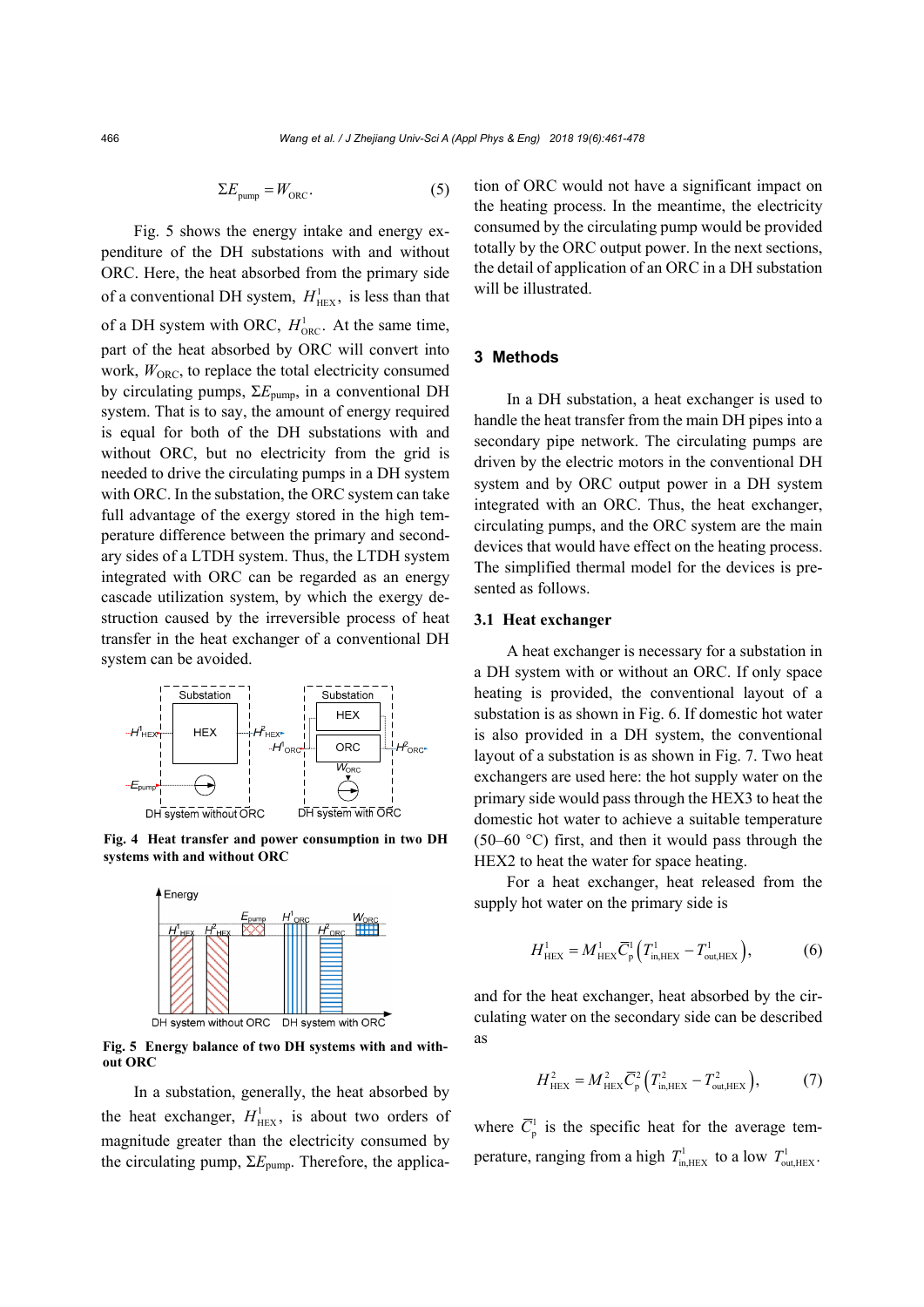$$\Sigma E_{\text{pump}} = W_{\text{ORC}}. \tag{5}$$

Fig. 5 shows the energy intake and energy expenditure of the DH substations with and without ORC. Here, the heat absorbed from the primary side of a conventional DH system, $H^1_{\text{HEX}}$, is less than that of a DH system with ORC, $H^1_{\text{ORC}}$. At the same time, part of the heat absorbed by ORC will convert into work, $W_{\text{ORC}}$, to replace the total electricity consumed by circulating pumps, $\Sigma E_{\text{pump}}$, in a conventional DH system. That is to say, the amount of energy required is equal for both of the DH substations with and without ORC, but no electricity from the grid is needed to drive the circulating pumps in a DH system with ORC. In the substation, the ORC system can take full advantage of the exergy stored in the high temperature difference between the primary and secondary sides of a LTDH system. Thus, the LTDH system integrated with ORC can be regarded as an energy cascade utilization system, by which the exergy destruction caused by the irreversible process of heat transfer in the heat exchanger of a conventional DH system can be avoided.

**Fig. 4 Heat transfer and power consumption in two DH systems with and without ORC**

**Fig. 5 Energy balance of two DH systems with and without ORC**

In a substation, generally, the heat absorbed by the heat exchanger, $H^1_{\text{HEX}}$, is about two orders of magnitude greater than the electricity consumed by the circulating pump, $\Sigma E_{\text{pump}}$. Therefore, the application of ORC would not have a significant impact on the heating process. In the meantime, the electricity consumed by the circulating pump would be provided totally by the ORC output power. In the next sections, the detail of application of an ORC in a DH substation will be illustrated.

## 3 Methods

In a DH substation, a heat exchanger is used to handle the heat transfer from the main DH pipes into a secondary pipe network. The circulating pumps are driven by the electric motors in the conventional DH system and by ORC output power in a DH system integrated with an ORC. Thus, the heat exchanger, circulating pumps, and the ORC system are the main devices that would have effect on the heating process. The simplified thermal model for the devices is presented as follows.

### 3.1 Heat exchanger

A heat exchanger is necessary for a substation in a DH system with or without an ORC. If only space heating is provided, the conventional layout of a substation is as shown in Fig. 6. If domestic hot water is also provided in a DH system, the conventional layout of a substation is as shown in Fig. 7. Two heat exchangers are used here: the hot supply water on the primary side would pass through the HEX3 to heat the domestic hot water to achieve a suitable temperature (50–60 °C) first, and then it would pass through the HEX2 to heat the water for space heating.

For a heat exchanger, heat released from the supply hot water on the primary side is

$$H^1_{\text{HEX}} = M^1_{\text{HEX}} \bar{C}^1_{\text{p}} \left( T^1_{\text{in,HEX}} - T^1_{\text{out,HEX}} \right), \tag{6}$$

and for the heat exchanger, heat absorbed by the circulating water on the secondary side can be described as

$$H^2_{\text{HEX}} = M^2_{\text{HEX}} \bar{C}^2_{\text{p}} \left( T^2_{\text{in,HEX}} - T^2_{\text{out,HEX}} \right), \tag{7}$$

where $\bar{C}^1_{\text{p}}$ is the specific heat for the average temperature, ranging from a high $T^1_{\text{in,HEX}}$ to a low $T^1_{\text{out,HEX}}$.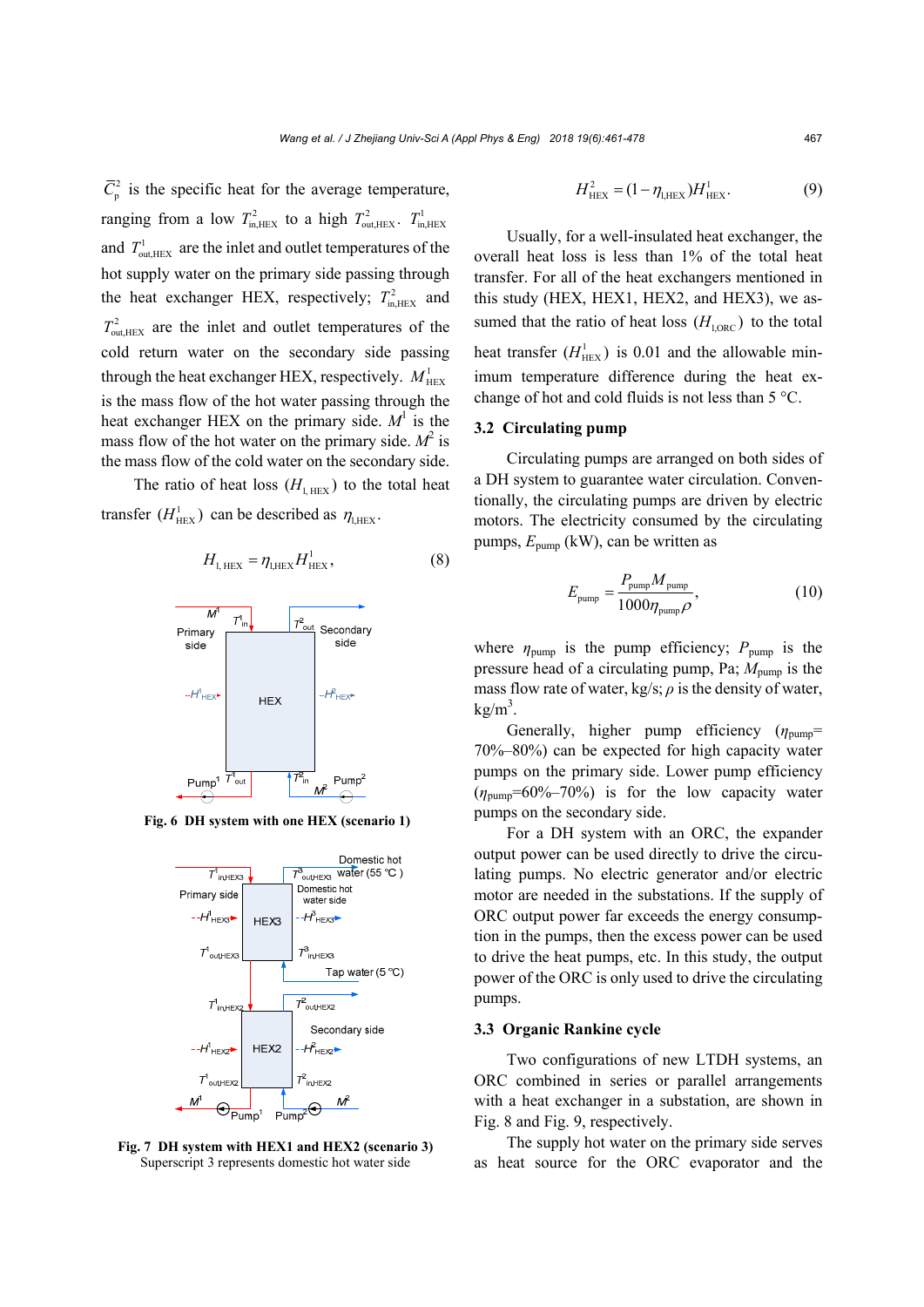$\overline{C}_p^2$ is the specific heat for the average temperature, ranging from a low $T^2_{\mathrm{in,HEX}}$ to a high $T^2_{\mathrm{out,HEX}}$. $T^1_{\mathrm{in,HEX}}$ and $T^1_{\mathrm{out,HEX}}$ are the inlet and outlet temperatures of the hot supply water on the primary side passing through the heat exchanger HEX, respectively; $T^2_{\mathrm{in,HEX}}$ and $T^2_{\mathrm{out,HEX}}$ are the inlet and outlet temperatures of the cold return water on the secondary side passing through the heat exchanger HEX, respectively. $M^1_{\mathrm{HEX}}$ is the mass flow of the hot water passing through the heat exchanger HEX on the primary side. $M^1$ is the mass flow of the hot water on the primary side. $M^2$ is the mass flow of the cold water on the secondary side.

The ratio of heat loss ($H_{\mathrm{l,HEX}}$) to the total heat transfer ($H^1_{\mathrm{HEX}}$) can be described as $\eta_{\mathrm{l,HEX}}$.

$$H_{\mathrm{l,HEX}} = \eta_{\mathrm{l,HEX}} H^1_{\mathrm{HEX}}, \tag{8}$$

**Fig. 6 DH system with one HEX (scenario 1)**

**Fig. 7 DH system with HEX1 and HEX2 (scenario 3)**
Superscript 3 represents domestic hot water side

$$H^2_{\mathrm{HEX}} = (1-\eta_{\mathrm{l,HEX}}) H^1_{\mathrm{HEX}}. \tag{9}$$

Usually, for a well-insulated heat exchanger, the overall heat loss is less than 1% of the total heat transfer. For all of the heat exchangers mentioned in this study (HEX, HEX1, HEX2, and HEX3), we assumed that the ratio of heat loss ($H_{\mathrm{l,ORC}}$) to the total heat transfer ($H^1_{\mathrm{HEX}}$) is 0.01 and the allowable minimum temperature difference during the heat exchange of hot and cold fluids is not less than 5 °C.

### 3.2 Circulating pump

Circulating pumps are arranged on both sides of a DH system to guarantee water circulation. Conventionally, the circulating pumps are driven by electric motors. The electricity consumed by the circulating pumps, $E_{\mathrm{pump}}$ (kW), can be written as

$$E_{\mathrm{pump}} = \frac{P_{\mathrm{pump}} M_{\mathrm{pump}}}{1000 \eta_{\mathrm{pump}} \rho}, \tag{10}$$

where $\eta_{\mathrm{pump}}$ is the pump efficiency; $P_{\mathrm{pump}}$ is the pressure head of a circulating pump, Pa; $M_{\mathrm{pump}}$ is the mass flow rate of water, kg/s; $\rho$ is the density of water, kg/m$^3$.

Generally, higher pump efficiency ($\eta_{\mathrm{pump}}$= 70%–80%) can be expected for high capacity water pumps on the primary side. Lower pump efficiency ($\eta_{\mathrm{pump}}$=60%–70%) is for the low capacity water pumps on the secondary side.

For a DH system with an ORC, the expander output power can be used directly to drive the circulating pumps. No electric generator and/or electric motor are needed in the substations. If the supply of ORC output power far exceeds the energy consumption in the pumps, then the excess power can be used to drive the heat pumps, etc. In this study, the output power of the ORC is only used to drive the circulating pumps.

### 3.3 Organic Rankine cycle

Two configurations of new LTDH systems, an ORC combined in series or parallel arrangements with a heat exchanger in a substation, are shown in Fig. 8 and Fig. 9, respectively.

The supply hot water on the primary side serves as heat source for the ORC evaporator and the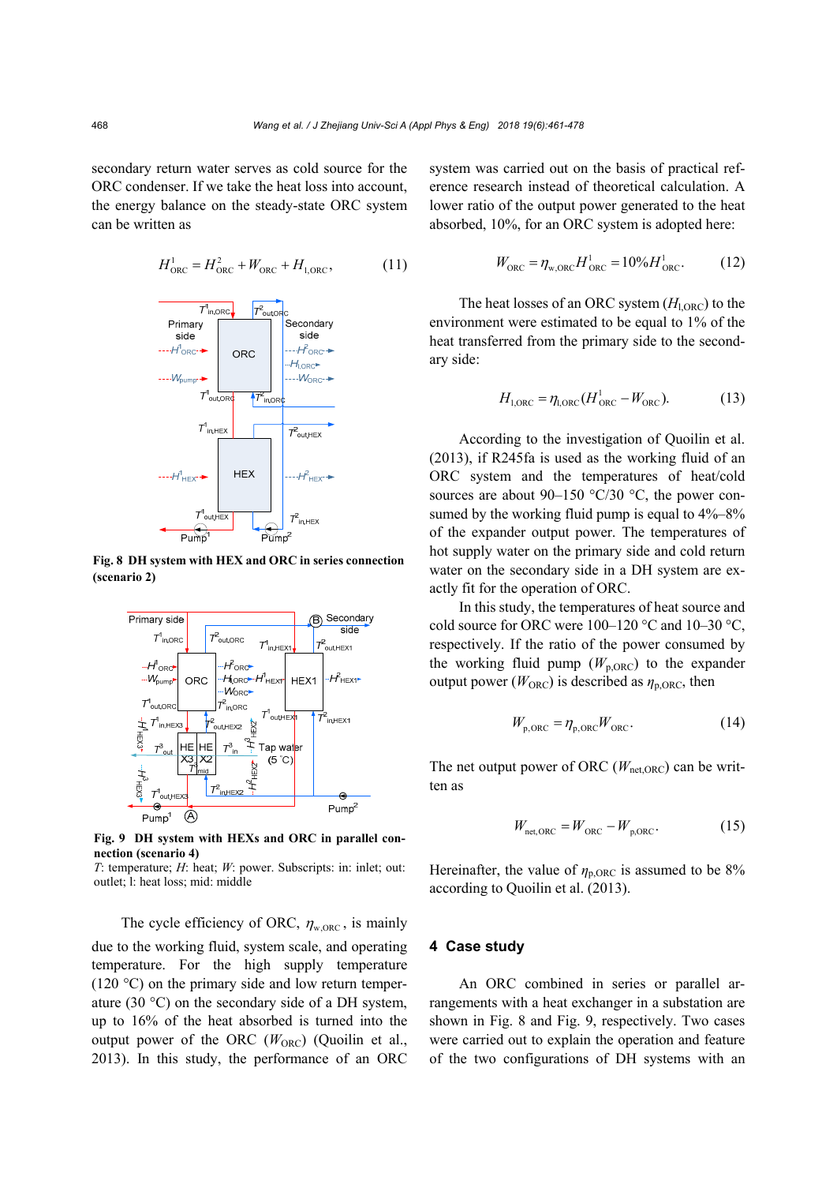secondary return water serves as cold source for the ORC condenser. If we take the heat loss into account, the energy balance on the steady-state ORC system can be written as

$$H^1_{\mathrm{ORC}} = H^2_{\mathrm{ORC}} + W_{\mathrm{ORC}} + H_{\mathrm{l,ORC}}, \tag{11}$$

**Fig. 8 DH system with HEX and ORC in series connection (scenario 2)**

**Fig. 9 DH system with HEXs and ORC in parallel connection (scenario 4)**

*T*: temperature; *H*: heat; *W*: power. Subscripts: in: inlet; out: outlet; l: heat loss; mid: middle

The cycle efficiency of ORC, $\eta_{\mathrm{w,ORC}}$, is mainly due to the working fluid, system scale, and operating temperature. For the high supply temperature (120 °C) on the primary side and low return temperature (30 °C) on the secondary side of a DH system, up to 16% of the heat absorbed is turned into the output power of the ORC ($W_{\mathrm{ORC}}$) (Quoilin et al., 2013). In this study, the performance of an ORC system was carried out on the basis of practical reference research instead of theoretical calculation. A lower ratio of the output power generated to the heat absorbed, 10%, for an ORC system is adopted here:

$$W_{\mathrm{ORC}} = \eta_{\mathrm{w,ORC}} H^1_{\mathrm{ORC}} = 10\% H^1_{\mathrm{ORC}}. \tag{12}$$

The heat losses of an ORC system ($H_{\mathrm{l,ORC}}$) to the environment were estimated to be equal to 1% of the heat transferred from the primary side to the secondary side:

$$H_{\mathrm{l,ORC}} = \eta_{\mathrm{l,ORC}} (H^1_{\mathrm{ORC}} - W_{\mathrm{ORC}}). \tag{13}$$

According to the investigation of Quoilin et al. (2013), if R245fa is used as the working fluid of an ORC system and the temperatures of heat/cold sources are about 90–150 °C/30 °C, the power consumed by the working fluid pump is equal to 4%–8% of the expander output power. The temperatures of hot supply water on the primary side and cold return water on the secondary side in a DH system are exactly fit for the operation of ORC.

In this study, the temperatures of heat source and cold source for ORC were 100–120 °C and 10–30 °C, respectively. If the ratio of the power consumed by the working fluid pump ($W_{\mathrm{p,ORC}}$) to the expander output power ($W_{\mathrm{ORC}}$) is described as $\eta_{\mathrm{p,ORC}}$, then

$$W_{\mathrm{p,ORC}} = \eta_{\mathrm{p,ORC}} W_{\mathrm{ORC}}. \tag{14}$$

The net output power of ORC ($W_{\mathrm{net,ORC}}$) can be written as

$$W_{\mathrm{net,ORC}} = W_{\mathrm{ORC}} - W_{\mathrm{p,ORC}}. \tag{15}$$

Hereinafter, the value of $\eta_{\mathrm{p,ORC}}$ is assumed to be 8% according to Quoilin et al. (2013).

## 4 Case study

An ORC combined in series or parallel arrangements with a heat exchanger in a substation are shown in Fig. 8 and Fig. 9, respectively. Two cases were carried out to explain the operation and feature of the two configurations of DH systems with an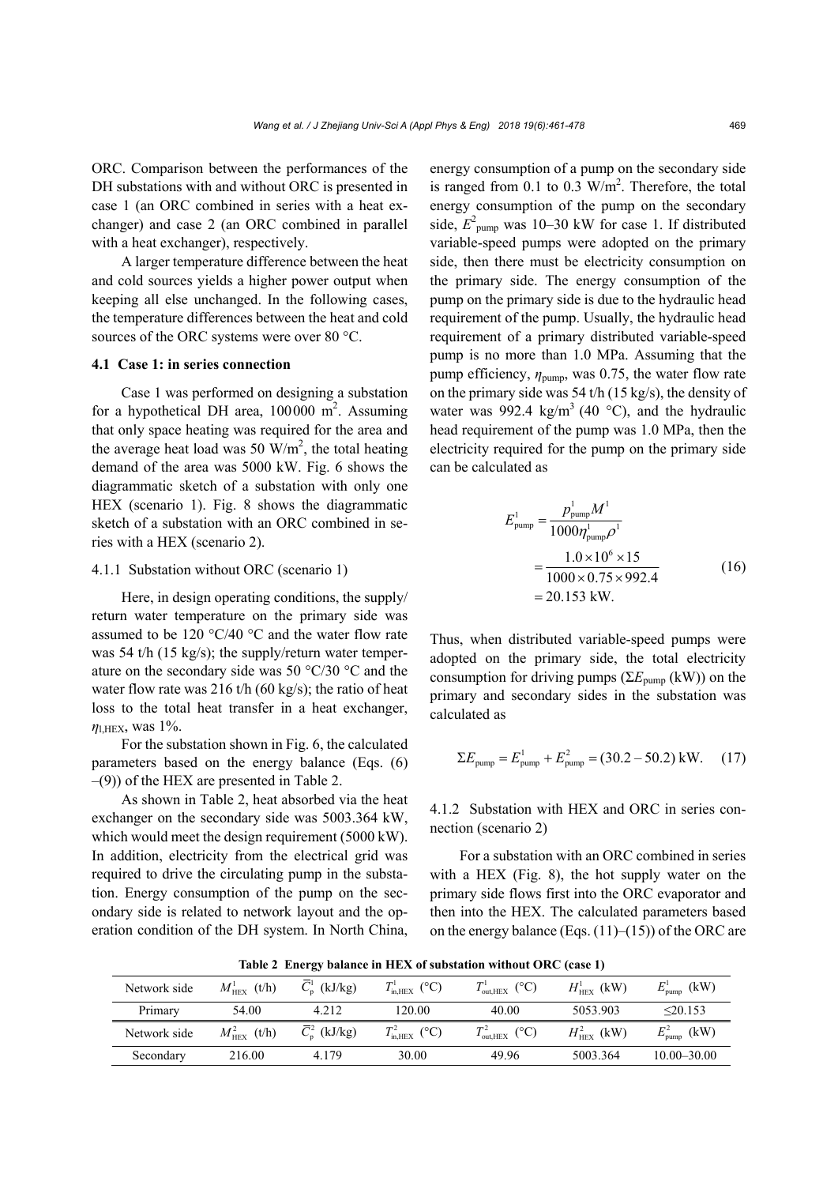ORC. Comparison between the performances of the DH substations with and without ORC is presented in case 1 (an ORC combined in series with a heat exchanger) and case 2 (an ORC combined in parallel with a heat exchanger), respectively.

A larger temperature difference between the heat and cold sources yields a higher power output when keeping all else unchanged. In the following cases, the temperature differences between the heat and cold sources of the ORC systems were over 80 °C.

### 4.1 Case 1: in series connection

Case 1 was performed on designing a substation for a hypothetical DH area, 100000 m$^2$. Assuming that only space heating was required for the area and the average heat load was 50 W/m$^2$, the total heating demand of the area was 5000 kW. Fig. 6 shows the diagrammatic sketch of a substation with only one HEX (scenario 1). Fig. 8 shows the diagrammatic sketch of a substation with an ORC combined in series with a HEX (scenario 2).

#### 4.1.1 Substation without ORC (scenario 1)

Here, in design operating conditions, the supply/return water temperature on the primary side was assumed to be 120 °C/40 °C and the water flow rate was 54 t/h (15 kg/s); the supply/return water temperature on the secondary side was 50 °C/30 °C and the water flow rate was 216 t/h (60 kg/s); the ratio of heat loss to the total heat transfer in a heat exchanger, $\eta_{\mathrm{l,HEX}}$, was 1%.

For the substation shown in Fig. 6, the calculated parameters based on the energy balance (Eqs. (6)–(9)) of the HEX are presented in Table 2.

As shown in Table 2, heat absorbed via the heat exchanger on the secondary side was 5003.364 kW, which would meet the design requirement (5000 kW). In addition, electricity from the electrical grid was required to drive the circulating pump in the substation. Energy consumption of the pump on the secondary side is related to network layout and the operation condition of the DH system. In North China, energy consumption of a pump on the secondary side is ranged from 0.1 to 0.3 W/m$^2$. Therefore, the total energy consumption of the pump on the secondary side, $E^2_{\mathrm{pump}}$ was 10–30 kW for case 1. If distributed variable-speed pumps were adopted on the primary side, then there must be electricity consumption on the primary side. The energy consumption of the pump on the primary side is due to the hydraulic head requirement of the pump. Usually, the hydraulic head requirement of a primary distributed variable-speed pump is no more than 1.0 MPa. Assuming that the pump efficiency, $\eta_{\mathrm{pump}}$, was 0.75, the water flow rate on the primary side was 54 t/h (15 kg/s), the density of water was 992.4 kg/m$^3$ (40 °C), and the hydraulic head requirement of the pump was 1.0 MPa, then the electricity required for the pump on the primary side can be calculated as

$$
\begin{aligned}
E^1_{\mathrm{pump}} &= \frac{p^1_{\mathrm{pump}} M^1}{1000\eta^1_{\mathrm{pump}}\rho^1} \\
&= \frac{1.0\times10^6\times15}{1000\times0.75\times992.4} \\
&= 20.153\ \mathrm{kW}.
\end{aligned}
\tag{16}
$$

Thus, when distributed variable-speed pumps were adopted on the primary side, the total electricity consumption for driving pumps ($\Sigma E_{\mathrm{pump}}$ (kW)) on the primary and secondary sides in the substation was calculated as

$$
\Sigma E_{\mathrm{pump}} = E^1_{\mathrm{pump}} + E^2_{\mathrm{pump}} = (30.2-50.2)\ \mathrm{kW}. \tag{17}
$$

#### 4.1.2 Substation with HEX and ORC in series connection (scenario 2)

For a substation with an ORC combined in series with a HEX (Fig. 8), the hot supply water on the primary side flows first into the ORC evaporator and then into the HEX. The calculated parameters based on the energy balance (Eqs. (11)–(15)) of the ORC are

**Table 2 Energy balance in HEX of substation without ORC (case 1)**

| Network side | $M^1_{\mathrm{HEX}}$ (t/h) | $\overline{C}^1_{\mathrm{p}}$ (kJ/kg) | $T^1_{\mathrm{in,HEX}}$ (°C) | $T^1_{\mathrm{out,HEX}}$ (°C) | $H^1_{\mathrm{HEX}}$ (kW) | $E^1_{\mathrm{pump}}$ (kW) |
|---|---|---|---|---|---|---|
| Primary | 54.00 | 4.212 | 120.00 | 40.00 | 5053.903 | ≤20.153 |
| Network side | $M^2_{\mathrm{HEX}}$ (t/h) | $\overline{C}^2_{\mathrm{p}}$ (kJ/kg) | $T^2_{\mathrm{in,HEX}}$ (°C) | $T^2_{\mathrm{out,HEX}}$ (°C) | $H^2_{\mathrm{HEX}}$ (kW) | $E^2_{\mathrm{pump}}$ (kW) |
| Secondary | 216.00 | 4.179 | 30.00 | 49.96 | 5003.364 | 10.00–30.00 |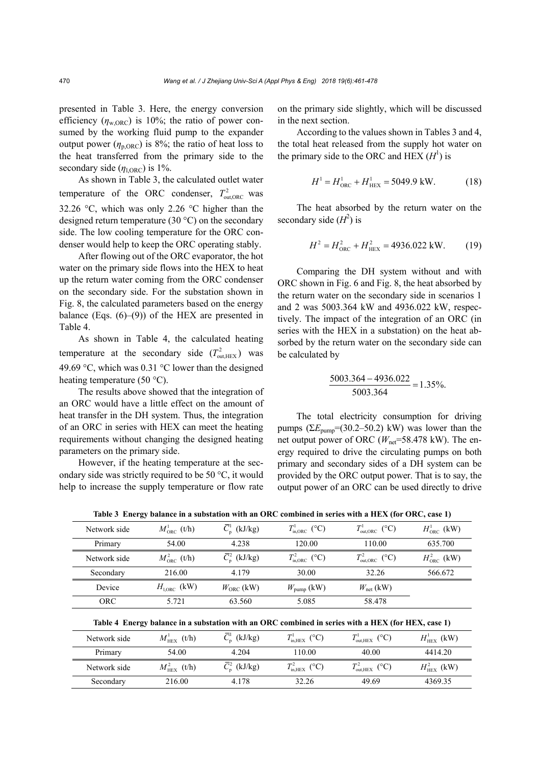presented in Table 3. Here, the energy conversion efficiency ($\eta_{\rm w,ORC}$) is 10%; the ratio of power consumed by the working fluid pump to the expander output power ($\eta_{\rm p,ORC}$) is 8%; the ratio of heat loss to the heat transferred from the primary side to the secondary side ($\eta_{\rm l,ORC}$) is 1%.

As shown in Table 3, the calculated outlet water temperature of the ORC condenser, $T^2_{\rm out,ORC}$ was 32.26 °C, which was only 2.26 °C higher than the designed return temperature (30 °C) on the secondary side. The low cooling temperature for the ORC condenser would help to keep the ORC operating stably.

After flowing out of the ORC evaporator, the hot water on the primary side flows into the HEX to heat up the return water coming from the ORC condenser on the secondary side. For the substation shown in Fig. 8, the calculated parameters based on the energy balance (Eqs. (6)–(9)) of the HEX are presented in Table 4.

As shown in Table 4, the calculated heating temperature at the secondary side ($T^2_{\rm out,HEX}$) was 49.69 °C, which was 0.31 °C lower than the designed heating temperature (50 °C).

The results above showed that the integration of an ORC would have a little effect on the amount of heat transfer in the DH system. Thus, the integration of an ORC in series with HEX can meet the heating requirements without changing the designed heating parameters on the primary side.

However, if the heating temperature at the secondary side was strictly required to be 50 °C, it would help to increase the supply temperature or flow rate on the primary side slightly, which will be discussed in the next section.

According to the values shown in Tables 3 and 4, the total heat released from the supply hot water on the primary side to the ORC and HEX ($H^1$) is

$$H^1 = H^1_{\rm ORC} + H^1_{\rm HEX} = 5049.9 \text{ kW}. \tag{18}$$

The heat absorbed by the return water on the secondary side ($H^2$) is

$$H^2 = H^2_{\rm ORC} + H^2_{\rm HEX} = 4936.022 \text{ kW}. \tag{19}$$

Comparing the DH system without and with ORC shown in Fig. 6 and Fig. 8, the heat absorbed by the return water on the secondary side in scenarios 1 and 2 was 5003.364 kW and 4936.022 kW, respectively. The impact of the integration of an ORC (in series with the HEX in a substation) on the heat absorbed by the return water on the secondary side can be calculated by

$$\frac{5003.364 - 4936.022}{5003.364} = 1.35\%.$$

The total electricity consumption for driving pumps ($\Sigma E_{\rm pump}$=(30.2–50.2) kW) was lower than the net output power of ORC ($W_{\rm net}$=58.478 kW). The energy required to drive the circulating pumps on both primary and secondary sides of a DH system can be provided by the ORC output power. That is to say, the output power of an ORC can be used directly to drive

**Table 3 Energy balance in a substation with an ORC combined in series with a HEX (for ORC, case 1)**

| Network side | $M^1_{\rm ORC}$ (t/h) | $\overline{C}^1_{\rm p}$ (kJ/kg) | $T^1_{\rm in,ORC}$ (°C) | $T^1_{\rm out,ORC}$ (°C) | $H^1_{\rm ORC}$ (kW) |
|---|---|---|---|---|---|
| Primary | 54.00 | 4.238 | 120.00 | 110.00 | 635.700 |
| Network side | $M^2_{\rm ORC}$ (t/h) | $\overline{C}^2_{\rm p}$ (kJ/kg) | $T^2_{\rm in,ORC}$ (°C) | $T^2_{\rm out,ORC}$ (°C) | $H^2_{\rm ORC}$ (kW) |
| Secondary | 216.00 | 4.179 | 30.00 | 32.26 | 566.672 |
| Device | $H_{\rm l,ORC}$ (kW) | $W_{\rm ORC}$ (kW) | $W_{\rm pump}$ (kW) | $W_{\rm net}$ (kW) | |
| ORC | 5.721 | 63.560 | 5.085 | 58.478 | |

**Table 4 Energy balance in a substation with an ORC combined in series with a HEX (for HEX, case 1)**

| Network side | $M^1_{\rm HEX}$ (t/h) | $\overline{C}^1_{\rm p}$ (kJ/kg) | $T^1_{\rm in,HEX}$ (°C) | $T^1_{\rm out,HEX}$ (°C) | $H^1_{\rm HEX}$ (kW) |
|---|---|---|---|---|---|
| Primary | 54.00 | 4.204 | 110.00 | 40.00 | 4414.20 |
| Network side | $M^2_{\rm HEX}$ (t/h) | $\overline{C}^2_{\rm p}$ (kJ/kg) | $T^2_{\rm in,HEX}$ (°C) | $T^2_{\rm out,HEX}$ (°C) | $H^2_{\rm HEX}$ (kW) |
| Secondary | 216.00 | 4.178 | 32.26 | 49.69 | 4369.35 |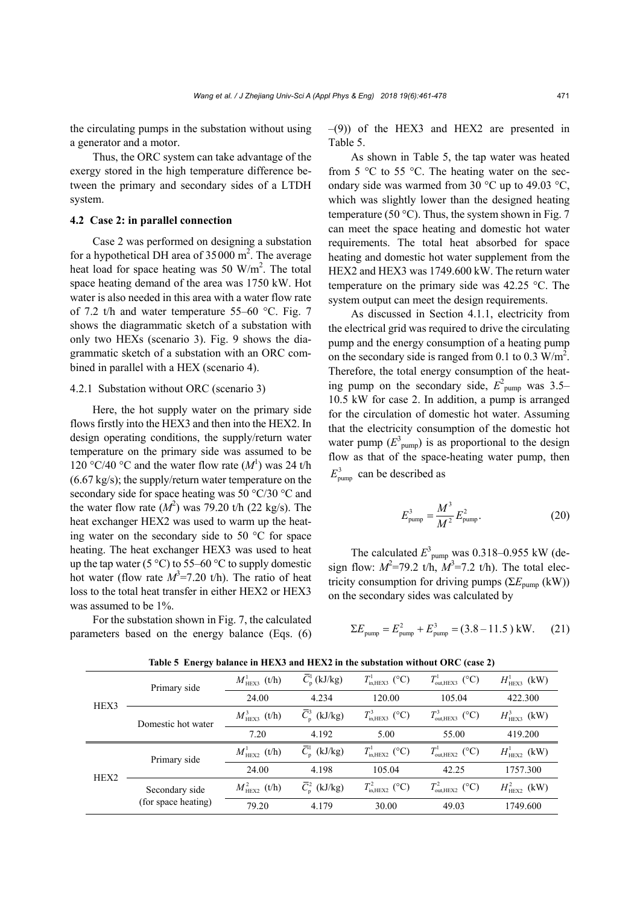the circulating pumps in the substation without using a generator and a motor.

Thus, the ORC system can take advantage of the exergy stored in the high temperature difference between the primary and secondary sides of a LTDH system.

### 4.2 Case 2: in parallel connection

Case 2 was performed on designing a substation for a hypothetical DH area of 35 000 m$^2$. The average heat load for space heating was 50 W/m$^2$. The total space heating demand of the area was 1750 kW. Hot water is also needed in this area with a water flow rate of 7.2 t/h and water temperature 55–60 °C. Fig. 7 shows the diagrammatic sketch of a substation with only two HEXs (scenario 3). Fig. 9 shows the diagrammatic sketch of a substation with an ORC combined in parallel with a HEX (scenario 4).

#### 4.2.1 Substation without ORC (scenario 3)

Here, the hot supply water on the primary side flows firstly into the HEX3 and then into the HEX2. In design operating conditions, the supply/return water temperature on the primary side was assumed to be 120 °C/40 °C and the water flow rate ($M^1$) was 24 t/h (6.67 kg/s); the supply/return water temperature on the secondary side for space heating was 50 °C/30 °C and the water flow rate ($M^2$) was 79.20 t/h (22 kg/s). The heat exchanger HEX2 was used to warm up the heating water on the secondary side to 50 °C for space heating. The heat exchanger HEX3 was used to heat up the tap water (5 °C) to 55–60 °C to supply domestic hot water (flow rate $M^3$=7.20 t/h). The ratio of heat loss to the total heat transfer in either HEX2 or HEX3 was assumed to be 1%.

For the substation shown in Fig. 7, the calculated parameters based on the energy balance (Eqs. (6)–(9)) of the HEX3 and HEX2 are presented in Table 5.

As shown in Table 5, the tap water was heated from 5 °C to 55 °C. The heating water on the secondary side was warmed from 30 °C up to 49.03 °C, which was slightly lower than the designed heating temperature (50 °C). Thus, the system shown in Fig. 7 can meet the space heating and domestic hot water requirements. The total heat absorbed for space heating and domestic hot water supplement from the HEX2 and HEX3 was 1749.600 kW. The return water temperature on the primary side was 42.25 °C. The system output can meet the design requirements.

As discussed in Section 4.1.1, electricity from the electrical grid was required to drive the circulating pump and the energy consumption of a heating pump on the secondary side is ranged from 0.1 to 0.3 W/m$^2$. Therefore, the total energy consumption of the heating pump on the secondary side, $E^2_{\text{pump}}$ was 3.5–10.5 kW for case 2. In addition, a pump is arranged for the circulation of domestic hot water. Assuming that the electricity consumption of the domestic hot water pump ($E^3_{\text{pump}}$) is as proportional to the design flow as that of the space-heating water pump, then $E^3_{\text{pump}}$ can be described as

$$E^3_{\text{pump}} = \frac{M^3}{M^2} E^2_{\text{pump}}. \tag{20}$$

The calculated $E^3_{\text{pump}}$ was 0.318–0.955 kW (design flow: $M^2$=79.2 t/h, $M^3$=7.2 t/h). The total electricity consumption for driving pumps ($\Sigma E_{\text{pump}}$ (kW)) on the secondary sides was calculated by

$$\Sigma E_{\text{pump}} = E^2_{\text{pump}} + E^3_{\text{pump}} = (3.8-11.5)\ \text{kW}. \tag{21}$$

**Table 5 Energy balance in HEX3 and HEX2 in the substation without ORC (case 2)**

| | | | | | | |
|---|---|---|---|---|---|---|
| HEX3 | Primary side | $M^1_{\text{HEX3}}$ (t/h) | $\bar{C}^1_{\text{p}}$ (kJ/kg) | $T^1_{\text{in,HEX3}}$ (°C) | $T^1_{\text{out,HEX3}}$ (°C) | $H^1_{\text{HEX3}}$ (kW) |
| | | 24.00 | 4.234 | 120.00 | 105.04 | 422.300 |
| | Domestic hot water | $M^3_{\text{HEX3}}$ (t/h) | $\bar{C}^3_{\text{p}}$ (kJ/kg) | $T^3_{\text{in,HEX3}}$ (°C) | $T^3_{\text{out,HEX3}}$ (°C) | $H^3_{\text{HEX3}}$ (kW) |
| | | 7.20 | 4.192 | 5.00 | 55.00 | 419.200 |
| HEX2 | Primary side | $M^1_{\text{HEX2}}$ (t/h) | $\bar{C}^1_{\text{p}}$ (kJ/kg) | $T^1_{\text{in,HEX2}}$ (°C) | $T^1_{\text{out,HEX2}}$ (°C) | $H^1_{\text{HEX2}}$ (kW) |
| | | 24.00 | 4.198 | 105.04 | 42.25 | 1757.300 |
| | Secondary side (for space heating) | $M^2_{\text{HEX2}}$ (t/h) | $\bar{C}^2_{\text{p}}$ (kJ/kg) | $T^2_{\text{in,HEX2}}$ (°C) | $T^2_{\text{out,HEX2}}$ (°C) | $H^2_{\text{HEX2}}$ (kW) |
| | | 79.20 | 4.179 | 30.00 | 49.03 | 1749.600 |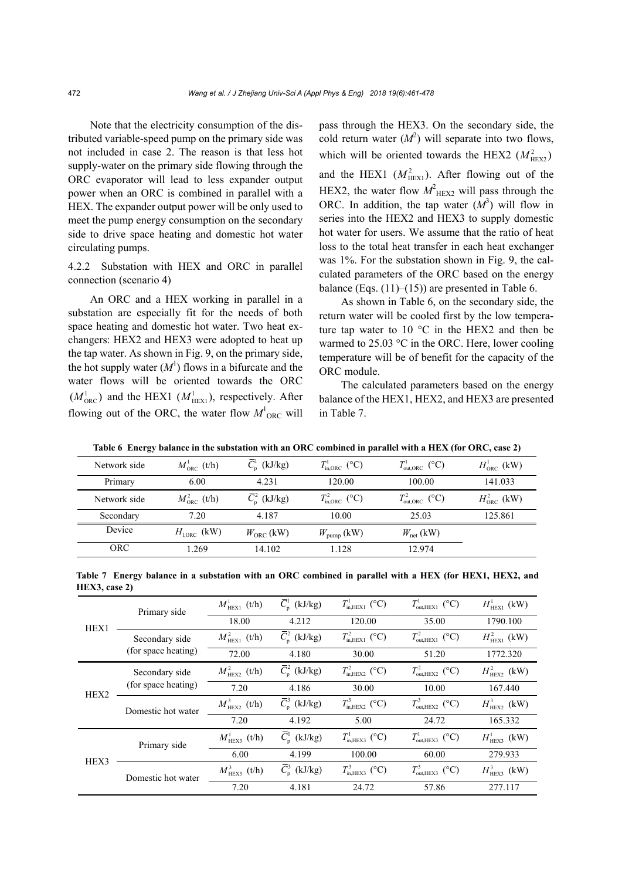Note that the electricity consumption of the distributed variable-speed pump on the primary side was not included in case 2. The reason is that less hot supply-water on the primary side flowing through the ORC evaporator will lead to less expander output power when an ORC is combined in parallel with a HEX. The expander output power will be only used to meet the pump energy consumption on the secondary side to drive space heating and domestic hot water circulating pumps.

#### 4.2.2 Substation with HEX and ORC in parallel connection (scenario 4)

An ORC and a HEX working in parallel in a substation are especially fit for the needs of both space heating and domestic hot water. Two heat exchangers: HEX2 and HEX3 were adopted to heat up the tap water. As shown in Fig. 9, on the primary side, the hot supply water ($M^1$) flows in a bifurcate and the water flows will be oriented towards the ORC ($M^1_{\mathrm{ORC}}$) and the HEX1 ($M^1_{\mathrm{HEX1}}$), respectively. After flowing out of the ORC, the water flow $M^1_{\mathrm{ORC}}$ will pass through the HEX3. On the secondary side, the cold return water ($M^2$) will separate into two flows, which will be oriented towards the HEX2 ($M^2_{\mathrm{HEX2}}$) and the HEX1 ($M^2_{\mathrm{HEX1}}$). After flowing out of the HEX2, the water flow $M^2_{\mathrm{HEX2}}$ will pass through the ORC. In addition, the tap water ($M^3$) will flow in series into the HEX2 and HEX3 to supply domestic hot water for users. We assume that the ratio of heat loss to the total heat transfer in each heat exchanger was 1%. For the substation shown in Fig. 9, the calculated parameters of the ORC based on the energy balance (Eqs. (11)–(15)) are presented in Table 6.

As shown in Table 6, on the secondary side, the return water will be cooled first by the low temperature tap water to 10 °C in the HEX2 and then be warmed to 25.03 °C in the ORC. Here, lower cooling temperature will be of benefit for the capacity of the ORC module.

The calculated parameters based on the energy balance of the HEX1, HEX2, and HEX3 are presented in Table 7.

**Table 6 Energy balance in the substation with an ORC combined in parallel with a HEX (for ORC, case 2)**

| Network side | $M^1_{\mathrm{ORC}}$ (t/h) | $\bar{C}^1_{\mathrm{p}}$ (kJ/kg) | $T^1_{\mathrm{in,ORC}}$ (°C) | $T^1_{\mathrm{out,ORC}}$ (°C) | $H^1_{\mathrm{ORC}}$ (kW) |
|---|---|---|---|---|---|
| Primary | 6.00 | 4.231 | 120.00 | 100.00 | 141.033 |
| Network side | $M^2_{\mathrm{ORC}}$ (t/h) | $\bar{C}^2_{\mathrm{p}}$ (kJ/kg) | $T^2_{\mathrm{in,ORC}}$ (°C) | $T^2_{\mathrm{out,ORC}}$ (°C) | $H^2_{\mathrm{ORC}}$ (kW) |
| Secondary | 7.20 | 4.187 | 10.00 | 25.03 | 125.861 |
| Device | $H_{\mathrm{l,ORC}}$ (kW) | $W_{\mathrm{ORC}}$ (kW) | $W_{\mathrm{pump}}$ (kW) | $W_{\mathrm{net}}$ (kW) | |
| ORC | 1.269 | 14.102 | 1.128 | 12.974 | |

**Table 7 Energy balance in a substation with an ORC combined in parallel with a HEX (for HEX1, HEX2, and HEX3, case 2)**

| | | | | | | |
|---|---|---|---|---|---|---|
| HEX1 | Primary side | $M^1_{\mathrm{HEX1}}$ (t/h) | $\bar{C}^1_{\mathrm{p}}$ (kJ/kg) | $T^1_{\mathrm{in,HEX1}}$ (°C) | $T^1_{\mathrm{out,HEX1}}$ (°C) | $H^1_{\mathrm{HEX1}}$ (kW) |
| | | 18.00 | 4.212 | 120.00 | 35.00 | 1790.100 |
| | Secondary side (for space heating) | $M^2_{\mathrm{HEX1}}$ (t/h) | $\bar{C}^2_{\mathrm{p}}$ (kJ/kg) | $T^2_{\mathrm{in,HEX1}}$ (°C) | $T^2_{\mathrm{out,HEX1}}$ (°C) | $H^2_{\mathrm{HEX1}}$ (kW) |
| | | 72.00 | 4.180 | 30.00 | 51.20 | 1772.320 |
| HEX2 | Secondary side (for space heating) | $M^2_{\mathrm{HEX2}}$ (t/h) | $\bar{C}^2_{\mathrm{p}}$ (kJ/kg) | $T^2_{\mathrm{in,HEX2}}$ (°C) | $T^2_{\mathrm{out,HEX2}}$ (°C) | $H^2_{\mathrm{HEX2}}$ (kW) |
| | | 7.20 | 4.186 | 30.00 | 10.00 | 167.440 |
| | Domestic hot water | $M^3_{\mathrm{HEX2}}$ (t/h) | $\bar{C}^3_{\mathrm{p}}$ (kJ/kg) | $T^3_{\mathrm{in,HEX2}}$ (°C) | $T^3_{\mathrm{out,HEX2}}$ (°C) | $H^3_{\mathrm{HEX2}}$ (kW) |
| | | 7.20 | 4.192 | 5.00 | 24.72 | 165.332 |
| HEX3 | Primary side | $M^1_{\mathrm{HEX3}}$ (t/h) | $\bar{C}^1_{\mathrm{p}}$ (kJ/kg) | $T^1_{\mathrm{in,HEX3}}$ (°C) | $T^1_{\mathrm{out,HEX3}}$ (°C) | $H^1_{\mathrm{HEX3}}$ (kW) |
| | | 6.00 | 4.199 | 100.00 | 60.00 | 279.933 |
| | Domestic hot water | $M^3_{\mathrm{HEX3}}$ (t/h) | $\bar{C}^3_{\mathrm{p}}$ (kJ/kg) | $T^3_{\mathrm{in,HEX3}}$ (°C) | $T^3_{\mathrm{out,HEX3}}$ (°C) | $H^3_{\mathrm{HEX3}}$ (kW) |
| | | 7.20 | 4.181 | 24.72 | 57.86 | 277.117 |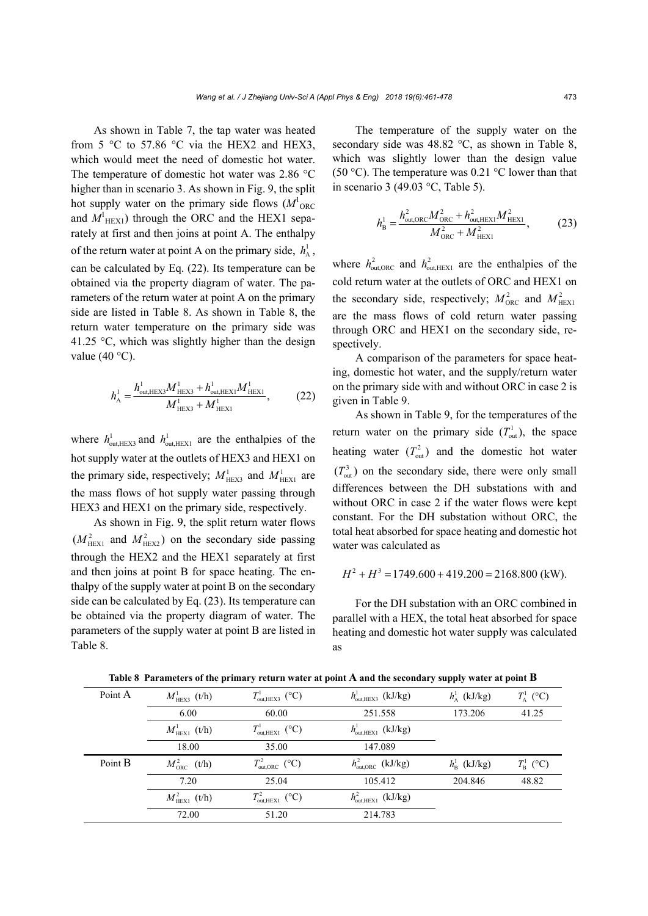As shown in Table 7, the tap water was heated from 5 °C to 57.86 °C via the HEX2 and HEX3, which would meet the need of domestic hot water. The temperature of domestic hot water was 2.86 °C higher than in scenario 3. As shown in Fig. 9, the split hot supply water on the primary side flows ($M^1_{\mathrm{ORC}}$ and $M^1_{\mathrm{HEX1}}$) through the ORC and the HEX1 separately at first and then joins at point A. The enthalpy of the return water at point A on the primary side, $h^1_{\mathrm{A}}$, can be calculated by Eq. (22). Its temperature can be obtained via the property diagram of water. The parameters of the return water at point A on the primary side are listed in Table 8. As shown in Table 8, the return water temperature on the primary side was 41.25 °C, which was slightly higher than the design value (40 °C).

$$h^1_{\mathrm{A}} = \frac{h^1_{\mathrm{out,HEX3}} M^1_{\mathrm{HEX3}} + h^1_{\mathrm{out,HEX1}} M^1_{\mathrm{HEX1}}}{M^1_{\mathrm{HEX3}} + M^1_{\mathrm{HEX1}}}, \tag{22}$$

where $h^1_{\mathrm{out,HEX3}}$ and $h^1_{\mathrm{out,HEX1}}$ are the enthalpies of the hot supply water at the outlets of HEX3 and HEX1 on the primary side, respectively; $M^1_{\mathrm{HEX3}}$ and $M^1_{\mathrm{HEX1}}$ are the mass flows of hot supply water passing through HEX3 and HEX1 on the primary side, respectively.

As shown in Fig. 9, the split return water flows ($M^2_{\mathrm{HEX1}}$ and $M^2_{\mathrm{HEX2}}$) on the secondary side passing through the HEX2 and the HEX1 separately at first and then joins at point B for space heating. The enthalpy of the supply water at point B on the secondary side can be calculated by Eq. (23). Its temperature can be obtained via the property diagram of water. The parameters of the supply water at point B are listed in Table 8.

The temperature of the supply water on the secondary side was 48.82 °C, as shown in Table 8, which was slightly lower than the design value (50 °C). The temperature was 0.21 °C lower than that in scenario 3 (49.03 °C, Table 5).

$$h^1_{\mathrm{B}} = \frac{h^2_{\mathrm{out,ORC}} M^2_{\mathrm{ORC}} + h^2_{\mathrm{out,HEX1}} M^2_{\mathrm{HEX1}}}{M^2_{\mathrm{ORC}} + M^2_{\mathrm{HEX1}}}, \tag{23}$$

where $h^2_{\mathrm{out,ORC}}$ and $h^2_{\mathrm{out,HEX1}}$ are the enthalpies of the cold return water at the outlets of ORC and HEX1 on the secondary side, respectively; $M^2_{\mathrm{ORC}}$ and $M^2_{\mathrm{HEX1}}$ are the mass flows of cold return water passing through ORC and HEX1 on the secondary side, respectively.

A comparison of the parameters for space heating, domestic hot water, and the supply/return water on the primary side with and without ORC in case 2 is given in Table 9.

As shown in Table 9, for the temperatures of the return water on the primary side ($T^1_{\mathrm{out}}$), the space heating water ($T^2_{\mathrm{out}}$) and the domestic hot water ($T^3_{\mathrm{out}}$) on the secondary side, there were only small differences between the DH substations with and without ORC in case 2 if the water flows were kept constant. For the DH substation without ORC, the total heat absorbed for space heating and domestic hot water was calculated as

$$H^2 + H^3 = 1749.600 + 419.200 = 2168.800 \text{ (kW)}.$$

For the DH substation with an ORC combined in parallel with a HEX, the total heat absorbed for space heating and domestic hot water supply was calculated as

**Table 8 Parameters of the primary return water at point A and the secondary supply water at point B**

| | | | | | |
|---|---|---|---|---|---|
| Point A | $M^1_{\mathrm{HEX3}}$ (t/h) | $T^1_{\mathrm{out,HEX3}}$ (°C) | $h^1_{\mathrm{out,HEX3}}$ (kJ/kg) | $h^1_{\mathrm{A}}$ (kJ/kg) | $T^1_{\mathrm{A}}$ (°C) |
| | 6.00 | 60.00 | 251.558 | 173.206 | 41.25 |
| | $M^1_{\mathrm{HEX1}}$ (t/h) | $T^1_{\mathrm{out,HEX1}}$ (°C) | $h^1_{\mathrm{out,HEX1}}$ (kJ/kg) | | |
| | 18.00 | 35.00 | 147.089 | | |
| Point B | $M^2_{\mathrm{ORC}}$ (t/h) | $T^2_{\mathrm{out,ORC}}$ (°C) | $h^2_{\mathrm{out,ORC}}$ (kJ/kg) | $h^1_{\mathrm{B}}$ (kJ/kg) | $T^1_{\mathrm{B}}$ (°C) |
| | 7.20 | 25.04 | 105.412 | 204.846 | 48.82 |
| | $M^2_{\mathrm{HEX1}}$ (t/h) | $T^2_{\mathrm{out,HEX1}}$ (°C) | $h^2_{\mathrm{out,HEX1}}$ (kJ/kg) | | |
| | 72.00 | 51.20 | 214.783 | | |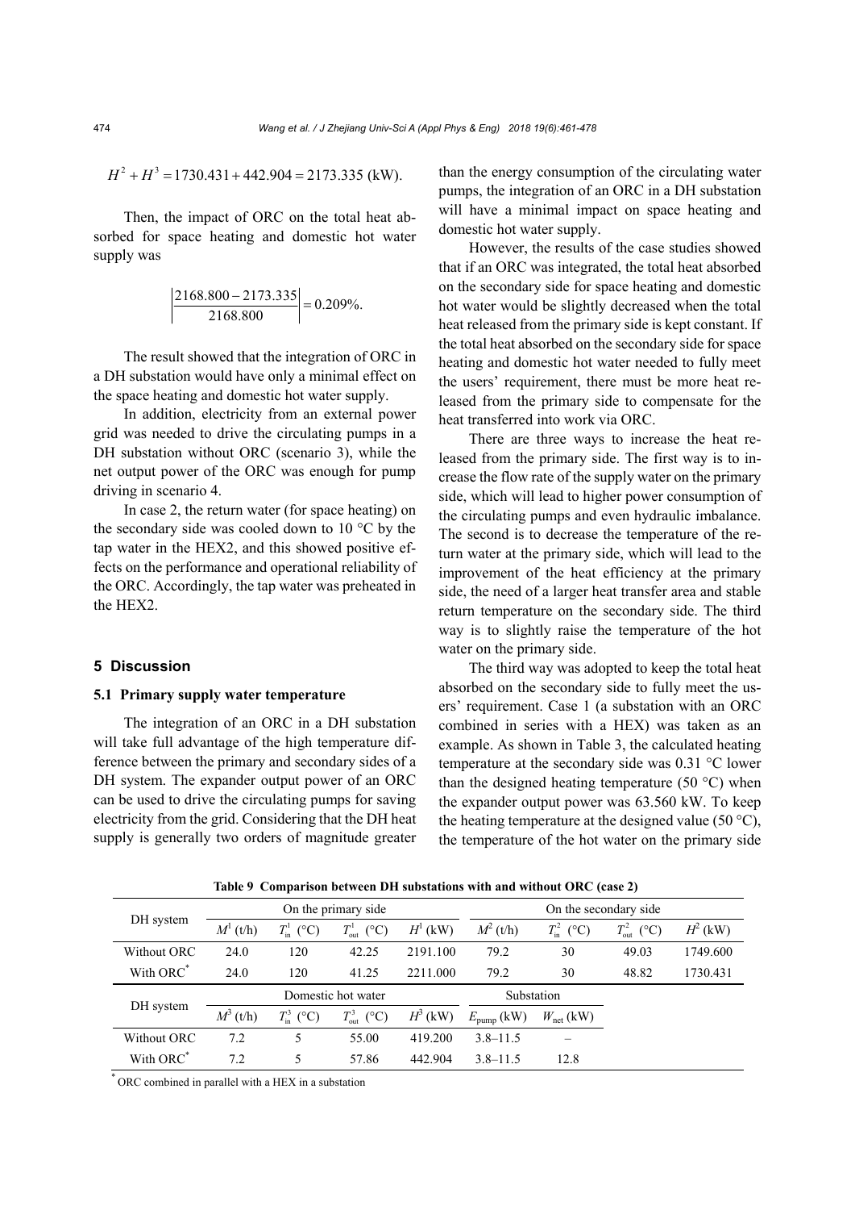$$H^2 + H^3 = 1730.431 + 442.904 = 2173.335 \text{ (kW)}.$$

Then, the impact of ORC on the total heat absorbed for space heating and domestic hot water supply was

$$\left|\frac{2168.800 - 2173.335}{2168.800}\right| = 0.209\%.$$

The result showed that the integration of ORC in a DH substation would have only a minimal effect on the space heating and domestic hot water supply.

In addition, electricity from an external power grid was needed to drive the circulating pumps in a DH substation without ORC (scenario 3), while the net output power of the ORC was enough for pump driving in scenario 4.

In case 2, the return water (for space heating) on the secondary side was cooled down to 10 °C by the tap water in the HEX2, and this showed positive effects on the performance and operational reliability of the ORC. Accordingly, the tap water was preheated in the HEX2.

## 5 Discussion

### 5.1 Primary supply water temperature

The integration of an ORC in a DH substation will take full advantage of the high temperature difference between the primary and secondary sides of a DH system. The expander output power of an ORC can be used to drive the circulating pumps for saving electricity from the grid. Considering that the DH heat supply is generally two orders of magnitude greater than the energy consumption of the circulating water pumps, the integration of an ORC in a DH substation will have a minimal impact on space heating and domestic hot water supply.

However, the results of the case studies showed that if an ORC was integrated, the total heat absorbed on the secondary side for space heating and domestic hot water would be slightly decreased when the total heat released from the primary side is kept constant. If the total heat absorbed on the secondary side for space heating and domestic hot water needed to fully meet the users' requirement, there must be more heat released from the primary side to compensate for the heat transferred into work via ORC.

There are three ways to increase the heat released from the primary side. The first way is to increase the flow rate of the supply water on the primary side, which will lead to higher power consumption of the circulating pumps and even hydraulic imbalance. The second is to decrease the temperature of the return water at the primary side, which will lead to the improvement of the heat efficiency at the primary side, the need of a larger heat transfer area and stable return temperature on the secondary side. The third way is to slightly raise the temperature of the hot water on the primary side.

The third way was adopted to keep the total heat absorbed on the secondary side to fully meet the users' requirement. Case 1 (a substation with an ORC combined in series with a HEX) was taken as an example. As shown in Table 3, the calculated heating temperature at the secondary side was 0.31 °C lower than the designed heating temperature (50 °C) when the expander output power was 63.560 kW. To keep the heating temperature at the designed value (50 °C), the temperature of the hot water on the primary side

**Table 9 Comparison between DH substations with and without ORC (case 2)**

| DH system | On the primary side | | | | On the secondary side | | | |
|---|---|---|---|---|---|---|---|---|
| | $M^1$ (t/h) | $T_{in}^1$ (°C) | $T_{out}^1$ (°C) | $H^1$ (kW) | $M^2$ (t/h) | $T_{in}^2$ (°C) | $T_{out}^2$ (°C) | $H^2$ (kW) |
| Without ORC | 24.0 | 120 | 42.25 | 2191.100 | 79.2 | 30 | 49.03 | 1749.600 |
| With ORC* | 24.0 | 120 | 41.25 | 2211.000 | 79.2 | 30 | 48.82 | 1730.431 |
| **DH system** | **Domestic hot water** | | | | **Substation** | | | |
| | $M^3$ (t/h) | $T_{in}^3$ (°C) | $T_{out}^3$ (°C) | $H^3$ (kW) | $E_{pump}$ (kW) | $W_{net}$ (kW) | | |
| Without ORC | 7.2 | 5 | 55.00 | 419.200 | 3.8–11.5 | – | | |
| With ORC* | 7.2 | 5 | 57.86 | 442.904 | 3.8–11.5 | 12.8 | | |

\* ORC combined in parallel with a HEX in a substation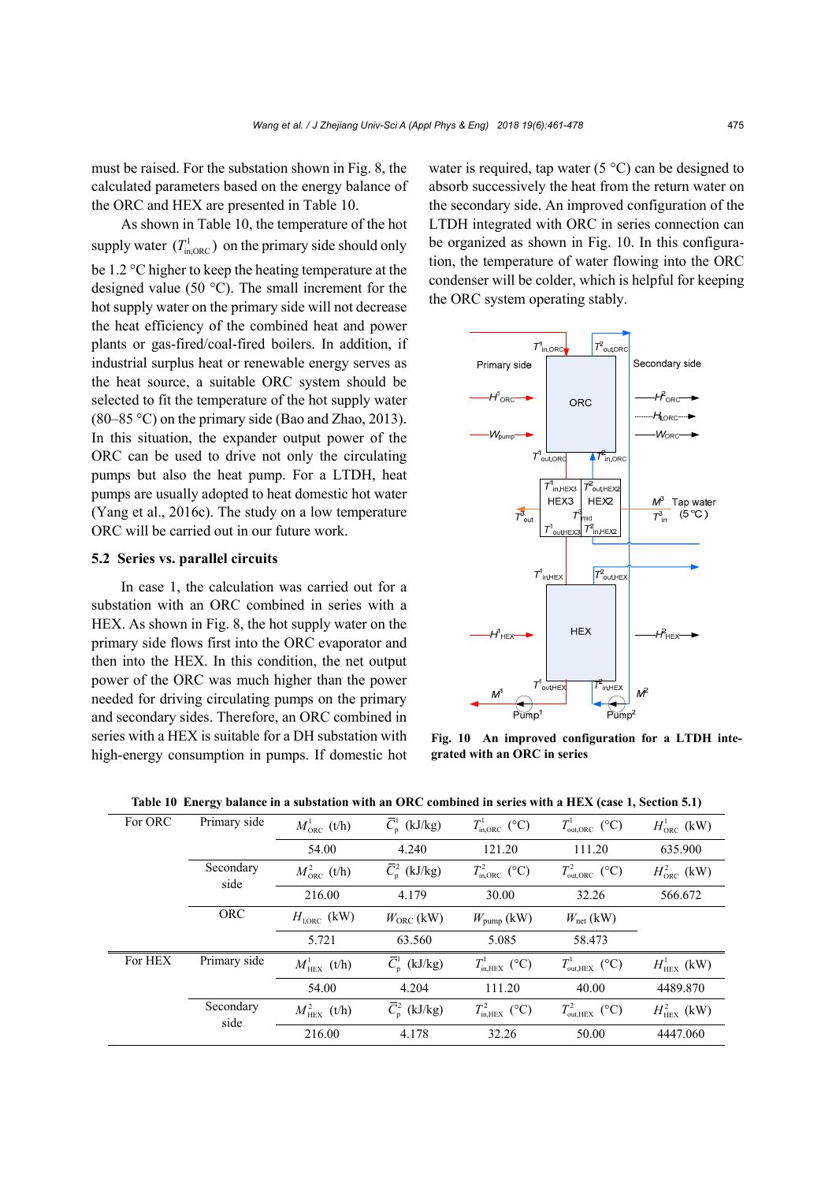must be raised. For the substation shown in Fig. 8, the calculated parameters based on the energy balance of the ORC and HEX are presented in Table 10.

As shown in Table 10, the temperature of the hot supply water ($T^1_{\mathrm{in,ORC}}$) on the primary side should only be 1.2 °C higher to keep the heating temperature at the designed value (50 °C). The small increment for the hot supply water on the primary side will not decrease the heat efficiency of the combined heat and power plants or gas-fired/coal-fired boilers. In addition, if industrial surplus heat or renewable energy serves as the heat source, a suitable ORC system should be selected to fit the temperature of the hot supply water (80–85 °C) on the primary side (Bao and Zhao, 2013). In this situation, the expander output power of the ORC can be used to drive not only the circulating pumps but also the heat pump. For a LTDH, heat pumps are usually adopted to heat domestic hot water (Yang et al., 2016c). The study on a low temperature ORC will be carried out in our future work.

## 5.2 Series vs. parallel circuits

In case 1, the calculation was carried out for a substation with an ORC combined in series with a HEX. As shown in Fig. 8, the hot supply water on the primary side flows first into the ORC evaporator and then into the HEX. In this condition, the net output power of the ORC was much higher than the power needed for driving circulating pumps on the primary and secondary sides. Therefore, an ORC combined in series with a HEX is suitable for a DH substation with high-energy consumption in pumps. If domestic hot water is required, tap water (5 °C) can be designed to absorb successively the heat from the return water on the secondary side. An improved configuration of the LTDH integrated with ORC in series connection can be organized as shown in Fig. 10. In this configuration, the temperature of water flowing into the ORC condenser will be colder, which is helpful for keeping the ORC system operating stably.

**Fig. 10 An improved configuration for a LTDH integrated with an ORC in series**

**Table 10 Energy balance in a substation with an ORC combined in series with a HEX (case 1, Section 5.1)**

| | | | | | | |
|---|---|---|---|---|---|---|
| For ORC | Primary side | $M^1_{\mathrm{ORC}}$ (t/h) | $\bar{C}^1_{\mathrm{p}}$ (kJ/kg) | $T^1_{\mathrm{in,ORC}}$ (°C) | $T^1_{\mathrm{out,ORC}}$ (°C) | $H^1_{\mathrm{ORC}}$ (kW) |
| | | 54.00 | 4.240 | 121.20 | 111.20 | 635.900 |
| | Secondary side | $M^2_{\mathrm{ORC}}$ (t/h) | $\bar{C}^2_{\mathrm{p}}$ (kJ/kg) | $T^2_{\mathrm{in,ORC}}$ (°C) | $T^2_{\mathrm{out,ORC}}$ (°C) | $H^2_{\mathrm{ORC}}$ (kW) |
| | | 216.00 | 4.179 | 30.00 | 32.26 | 566.672 |
| | ORC | $H_{\mathrm{l,ORC}}$ (kW) | $W_{\mathrm{ORC}}$ (kW) | $W_{\mathrm{pump}}$ (kW) | $W_{\mathrm{net}}$ (kW) | |
| | | 5.721 | 63.560 | 5.085 | 58.473 | |
| For HEX | Primary side | $M^1_{\mathrm{HEX}}$ (t/h) | $\bar{C}^1_{\mathrm{p}}$ (kJ/kg) | $T^1_{\mathrm{in,HEX}}$ (°C) | $T^1_{\mathrm{out,HEX}}$ (°C) | $H^1_{\mathrm{HEX}}$ (kW) |
| | | 54.00 | 4.204 | 111.20 | 40.00 | 4489.870 |
| | Secondary side | $M^2_{\mathrm{HEX}}$ (t/h) | $\bar{C}^2_{\mathrm{p}}$ (kJ/kg) | $T^2_{\mathrm{in,HEX}}$ (°C) | $T^2_{\mathrm{out,HEX}}$ (°C) | $H^2_{\mathrm{HEX}}$ (kW) |
| | | 216.00 | 4.178 | 32.26 | 50.00 | 4447.060 |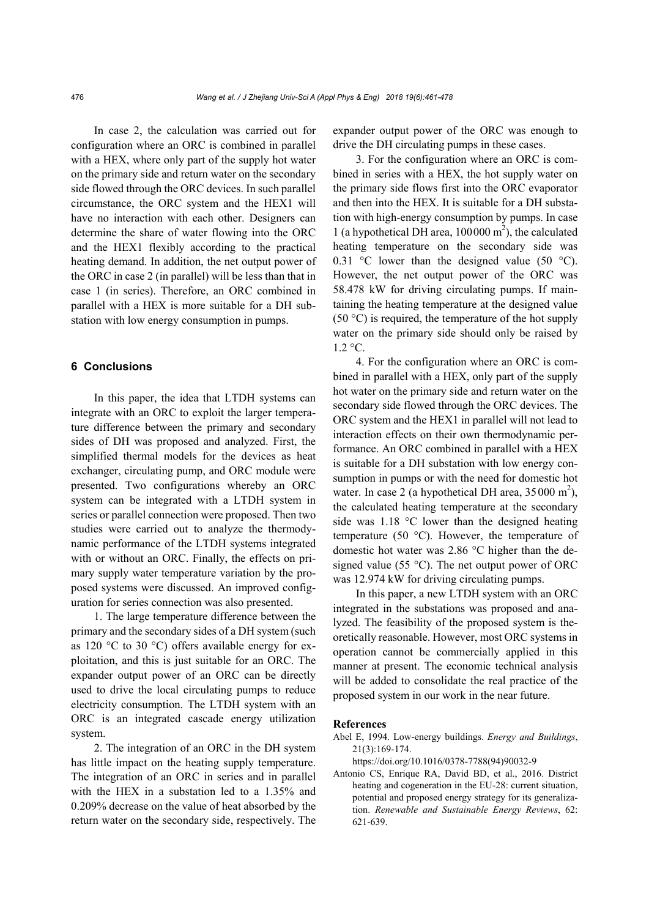In case 2, the calculation was carried out for configuration where an ORC is combined in parallel with a HEX, where only part of the supply hot water on the primary side and return water on the secondary side flowed through the ORC devices. In such parallel circumstance, the ORC system and the HEX1 will have no interaction with each other. Designers can determine the share of water flowing into the ORC and the HEX1 flexibly according to the practical heating demand. In addition, the net output power of the ORC in case 2 (in parallel) will be less than that in case 1 (in series). Therefore, an ORC combined in parallel with a HEX is more suitable for a DH substation with low energy consumption in pumps.

## 6 Conclusions

In this paper, the idea that LTDH systems can integrate with an ORC to exploit the larger temperature difference between the primary and secondary sides of DH was proposed and analyzed. First, the simplified thermal models for the devices as heat exchanger, circulating pump, and ORC module were presented. Two configurations whereby an ORC system can be integrated with a LTDH system in series or parallel connection were proposed. Then two studies were carried out to analyze the thermodynamic performance of the LTDH systems integrated with or without an ORC. Finally, the effects on primary supply water temperature variation by the proposed systems were discussed. An improved configuration for series connection was also presented.

1. The large temperature difference between the primary and the secondary sides of a DH system (such as 120 °C to 30 °C) offers available energy for exploitation, and this is just suitable for an ORC. The expander output power of an ORC can be directly used to drive the local circulating pumps to reduce electricity consumption. The LTDH system with an ORC is an integrated cascade energy utilization system.

2. The integration of an ORC in the DH system has little impact on the heating supply temperature. The integration of an ORC in series and in parallel with the HEX in a substation led to a 1.35% and 0.209% decrease on the value of heat absorbed by the return water on the secondary side, respectively. The expander output power of the ORC was enough to drive the DH circulating pumps in these cases.

3. For the configuration where an ORC is combined in series with a HEX, the hot supply water on the primary side flows first into the ORC evaporator and then into the HEX. It is suitable for a DH substation with high-energy consumption by pumps. In case 1 (a hypothetical DH area, 100000 $m^2$), the calculated heating temperature on the secondary side was 0.31 °C lower than the designed value (50 °C). However, the net output power of the ORC was 58.478 kW for driving circulating pumps. If maintaining the heating temperature at the designed value (50 °C) is required, the temperature of the hot supply water on the primary side should only be raised by 1.2 °C.

4. For the configuration where an ORC is combined in parallel with a HEX, only part of the supply hot water on the primary side and return water on the secondary side flowed through the ORC devices. The ORC system and the HEX1 in parallel will not lead to interaction effects on their own thermodynamic performance. An ORC combined in parallel with a HEX is suitable for a DH substation with low energy consumption in pumps or with the need for domestic hot water. In case 2 (a hypothetical DH area, 35000 $m^2$), the calculated heating temperature at the secondary side was 1.18 °C lower than the designed heating temperature (50 °C). However, the temperature of domestic hot water was 2.86 °C higher than the designed value (55 °C). The net output power of ORC was 12.974 kW for driving circulating pumps.

In this paper, a new LTDH system with an ORC integrated in the substations was proposed and analyzed. The feasibility of the proposed system is theoretically reasonable. However, most ORC systems in operation cannot be commercially applied in this manner at present. The economic technical analysis will be added to consolidate the real practice of the proposed system in our work in the near future.

## References

Abel E, 1994. Low-energy buildings. *Energy and Buildings*, 21(3):169-174. https://doi.org/10.1016/0378-7788(94)90032-9

Antonio CS, Enrique RA, David BD, et al., 2016. District heating and cogeneration in the EU-28: current situation, potential and proposed energy strategy for its generalization. *Renewable and Sustainable Energy Reviews*, 62: 621-639.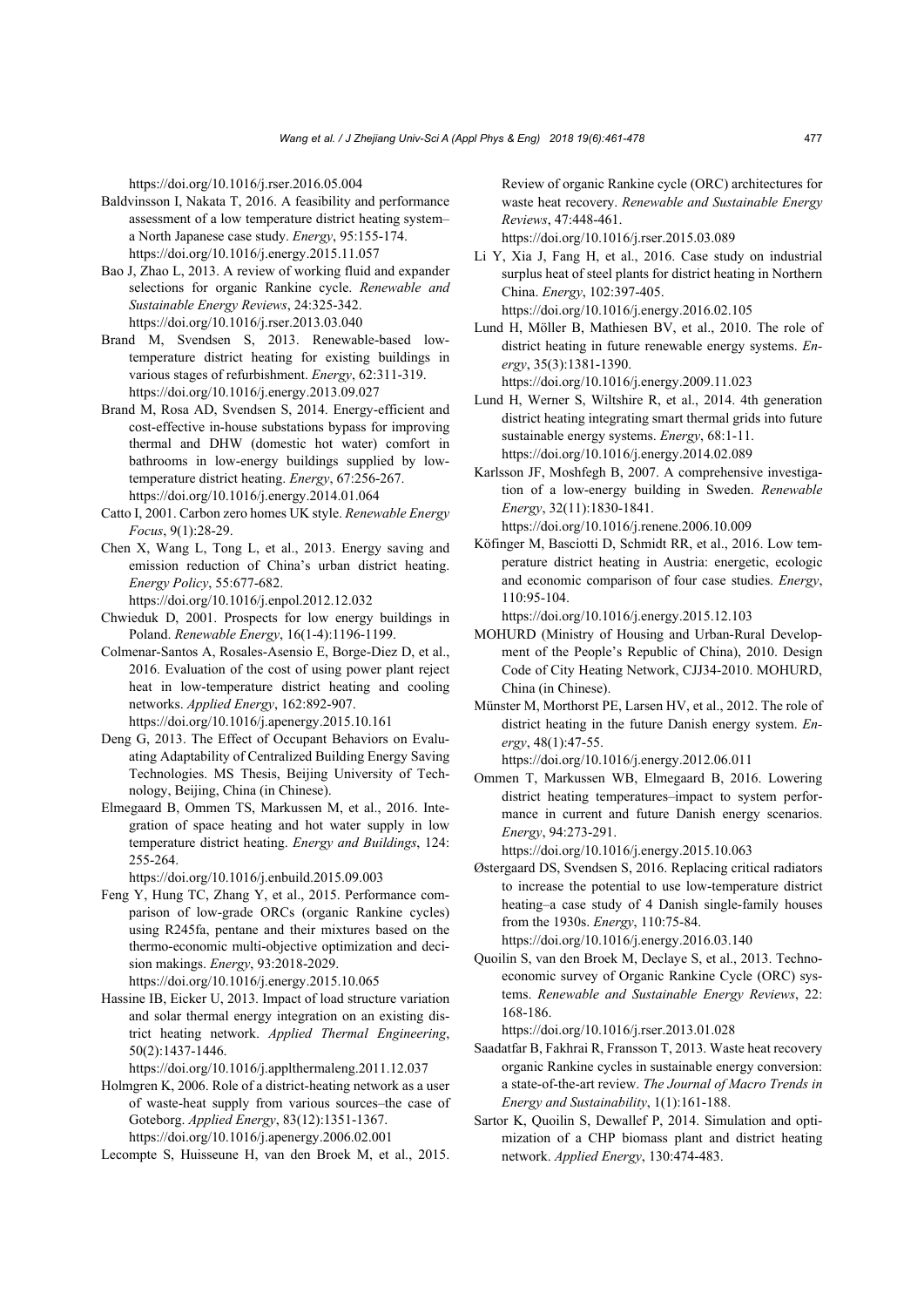https://doi.org/10.1016/j.rser.2016.05.004

Baldvinsson I, Nakata T, 2016. A feasibility and performance assessment of a low temperature district heating system–a North Japanese case study. *Energy*, 95:155-174. https://doi.org/10.1016/j.energy.2015.11.057

Bao J, Zhao L, 2013. A review of working fluid and expander selections for organic Rankine cycle. *Renewable and Sustainable Energy Reviews*, 24:325-342. https://doi.org/10.1016/j.rser.2013.03.040

Brand M, Svendsen S, 2013. Renewable-based low-temperature district heating for existing buildings in various stages of refurbishment. *Energy*, 62:311-319. https://doi.org/10.1016/j.energy.2013.09.027

Brand M, Rosa AD, Svendsen S, 2014. Energy-efficient and cost-effective in-house substations bypass for improving thermal and DHW (domestic hot water) comfort in bathrooms in low-energy buildings supplied by low-temperature district heating. *Energy*, 67:256-267. https://doi.org/10.1016/j.energy.2014.01.064

Catto I, 2001. Carbon zero homes UK style. *Renewable Energy Focus*, 9(1):28-29.

Chen X, Wang L, Tong L, et al., 2013. Energy saving and emission reduction of China's urban district heating. *Energy Policy*, 55:677-682. https://doi.org/10.1016/j.enpol.2012.12.032

Chwieduk D, 2001. Prospects for low energy buildings in Poland. *Renewable Energy*, 16(1-4):1196-1199.

Colmenar-Santos A, Rosales-Asensio E, Borge-Diez D, et al., 2016. Evaluation of the cost of using power plant reject heat in low-temperature district heating and cooling networks. *Applied Energy*, 162:892-907. https://doi.org/10.1016/j.apenergy.2015.10.161

Deng G, 2013. The Effect of Occupant Behaviors on Evaluating Adaptability of Centralized Building Energy Saving Technologies. MS Thesis, Beijing University of Technology, Beijing, China (in Chinese).

Elmegaard B, Ommen TS, Markussen M, et al., 2016. Integration of space heating and hot water supply in low temperature district heating. *Energy and Buildings*, 124: 255-264. https://doi.org/10.1016/j.enbuild.2015.09.003

Feng Y, Hung TC, Zhang Y, et al., 2015. Performance comparison of low-grade ORCs (organic Rankine cycles) using R245fa, pentane and their mixtures based on the thermo-economic multi-objective optimization and decision makings. *Energy*, 93:2018-2029. https://doi.org/10.1016/j.energy.2015.10.065

Hassine IB, Eicker U, 2013. Impact of load structure variation and solar thermal energy integration on an existing district heating network. *Applied Thermal Engineering*, 50(2):1437-1446. https://doi.org/10.1016/j.applthermaleng.2011.12.037

Holmgren K, 2006. Role of a district-heating network as a user of waste-heat supply from various sources–the case of Goteborg. *Applied Energy*, 83(12):1351-1367. https://doi.org/10.1016/j.apenergy.2006.02.001

Lecompte S, Huisseune H, van den Broek M, et al., 2015. Review of organic Rankine cycle (ORC) architectures for waste heat recovery. *Renewable and Sustainable Energy Reviews*, 47:448-461. https://doi.org/10.1016/j.rser.2015.03.089

Li Y, Xia J, Fang H, et al., 2016. Case study on industrial surplus heat of steel plants for district heating in Northern China. *Energy*, 102:397-405. https://doi.org/10.1016/j.energy.2016.02.105

Lund H, Möller B, Mathiesen BV, et al., 2010. The role of district heating in future renewable energy systems. *Energy*, 35(3):1381-1390. https://doi.org/10.1016/j.energy.2009.11.023

Lund H, Werner S, Wiltshire R, et al., 2014. 4th generation district heating integrating smart thermal grids into future sustainable energy systems. *Energy*, 68:1-11. https://doi.org/10.1016/j.energy.2014.02.089

Karlsson JF, Moshfegh B, 2007. A comprehensive investigation of a low-energy building in Sweden. *Renewable Energy*, 32(11):1830-1841. https://doi.org/10.1016/j.renene.2006.10.009

Köfinger M, Basciotti D, Schmidt RR, et al., 2016. Low temperature district heating in Austria: energetic, ecologic and economic comparison of four case studies. *Energy*, 110:95-104. https://doi.org/10.1016/j.energy.2015.12.103

MOHURD (Ministry of Housing and Urban-Rural Development of the People's Republic of China), 2010. Design Code of City Heating Network, CJJ34-2010. MOHURD, China (in Chinese).

Münster M, Morthorst PE, Larsen HV, et al., 2012. The role of district heating in the future Danish energy system. *Energy*, 48(1):47-55. https://doi.org/10.1016/j.energy.2012.06.011

Ommen T, Markussen WB, Elmegaard B, 2016. Lowering district heating temperatures–impact to system performance in current and future Danish energy scenarios. *Energy*, 94:273-291. https://doi.org/10.1016/j.energy.2015.10.063

Østergaard DS, Svendsen S, 2016. Replacing critical radiators to increase the potential to use low-temperature district heating–a case study of 4 Danish single-family houses from the 1930s. *Energy*, 110:75-84. https://doi.org/10.1016/j.energy.2016.03.140

Quoilin S, van den Broek M, Declaye S, et al., 2013. Techno-economic survey of Organic Rankine Cycle (ORC) systems. *Renewable and Sustainable Energy Reviews*, 22: 168-186. https://doi.org/10.1016/j.rser.2013.01.028

Saadatfar B, Fakhrai R, Fransson T, 2013. Waste heat recovery organic Rankine cycles in sustainable energy conversion: a state-of-the-art review. *The Journal of Macro Trends in Energy and Sustainability*, 1(1):161-188.

Sartor K, Quoilin S, Dewallef P, 2014. Simulation and optimization of a CHP biomass plant and district heating network. *Applied Energy*, 130:474-483.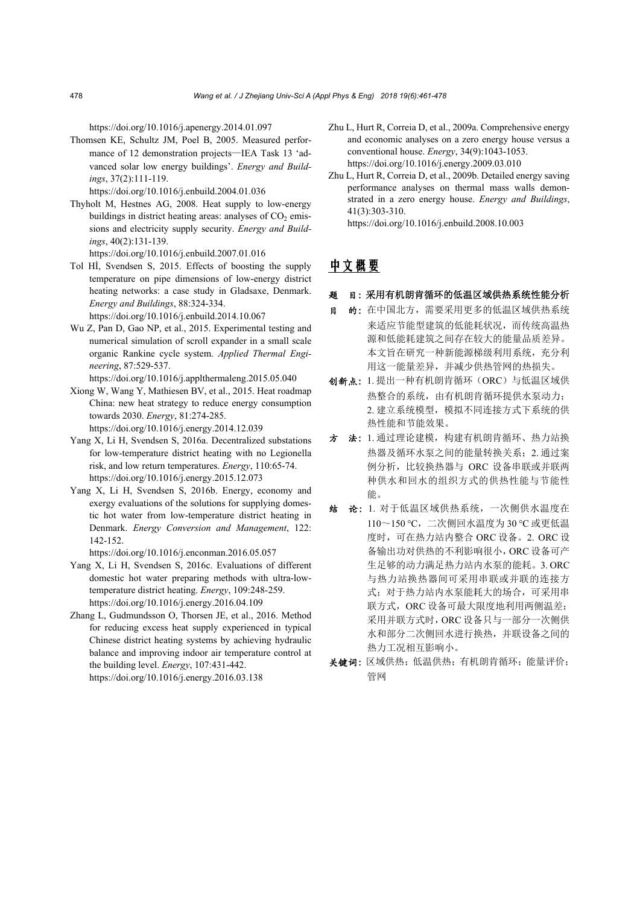https://doi.org/10.1016/j.apenergy.2014.01.097

Thomsen KE, Schultz JM, Poel B, 2005. Measured performance of 12 demonstration projects—IEA Task 13 'advanced solar low energy buildings'. *Energy and Buildings*, 37(2):111-119.
https://doi.org/10.1016/j.enbuild.2004.01.036

Thyholt M, Hestnes AG, 2008. Heat supply to low-energy buildings in district heating areas: analyses of $CO_2$ emissions and electricity supply security. *Energy and Buildings*, 40(2):131-139.
https://doi.org/10.1016/j.enbuild.2007.01.016

Tol Hİ, Svendsen S, 2015. Effects of boosting the supply temperature on pipe dimensions of low-energy district heating networks: a case study in Gladsaxe, Denmark. *Energy and Buildings*, 88:324-334.
https://doi.org/10.1016/j.enbuild.2014.10.067

Wu Z, Pan D, Gao NP, et al., 2015. Experimental testing and numerical simulation of scroll expander in a small scale organic Rankine cycle system. *Applied Thermal Engineering*, 87:529-537.
https://doi.org/10.1016/j.applthermaleng.2015.05.040

Xiong W, Wang Y, Mathiesen BV, et al., 2015. Heat roadmap China: new heat strategy to reduce energy consumption towards 2030. *Energy*, 81:274-285.
https://doi.org/10.1016/j.energy.2014.12.039

Yang X, Li H, Svendsen S, 2016a. Decentralized substations for low-temperature district heating with no Legionella risk, and low return temperatures. *Energy*, 110:65-74.
https://doi.org/10.1016/j.energy.2015.12.073

Yang X, Li H, Svendsen S, 2016b. Energy, economy and exergy evaluations of the solutions for supplying domestic hot water from low-temperature district heating in Denmark. *Energy Conversion and Management*, 122: 142-152.
https://doi.org/10.1016/j.enconman.2016.05.057

Yang X, Li H, Svendsen S, 2016c. Evaluations of different domestic hot water preparing methods with ultra-low-temperature district heating. *Energy*, 109:248-259.
https://doi.org/10.1016/j.energy.2016.04.109

Zhang L, Gudmundsson O, Thorsen JE, et al., 2016. Method for reducing excess heat supply experienced in typical Chinese district heating systems by achieving hydraulic balance and improving indoor air temperature control at the building level. *Energy*, 107:431-442.
https://doi.org/10.1016/j.energy.2016.03.138

Zhu L, Hurt R, Correia D, et al., 2009a. Comprehensive energy and economic analyses on a zero energy house versus a conventional house. *Energy*, 34(9):1043-1053.
https://doi.org/10.1016/j.energy.2009.03.010

Zhu L, Hurt R, Correia D, et al., 2009b. Detailed energy saving performance analyses on thermal mass walls demonstrated in a zero energy house. *Energy and Buildings*, 41(3):303-310.
https://doi.org/10.1016/j.enbuild.2008.10.003

## 中文概要

**题　目：采用有机朗肯循环的低温区域供热系统性能分析**

**目　的：** 在中国北方，需要采用更多的低温区域供热系统来适应节能型建筑的低能耗状况，而传统高温热源和低能耗建筑之间存在较大的能量品质差异。本文旨在研究一种新能源梯级利用系统，充分利用这一能量差异，并减少供热管网的热损失。

**创新点：** 1. 提出一种有机朗肯循环（ORC）与低温区域供热整合的系统，由有机朗肯循环提供水泵动力；2. 建立系统模型，模拟不同连接方式下系统的供热性能和节能效果。

**方　法：** 1. 通过理论建模，构建有机朗肯循环、热力站换热器及循环水泵之间的能量转换关系；2. 通过案例分析，比较换热器与 ORC 设备串联或并联两种供水和回水的组织方式的供热性能与节能性能。

**结　论：** 1. 对于低温区域供热系统，一次侧供水温度在 110～150 °C，二次侧回水温度为 30 °C 或更低温度时，可在热力站内整合 ORC 设备。2. ORC 设备输出功对供热的不利影响很小，ORC 设备可产生足够的动力满足热力站内水泵的能耗。3. ORC 与热力站换热器间可采用串联或并联的连接方式；对于热力站内水泵能耗大的场合，可采用串联方式，ORC 设备可最大限度地利用两侧温差；采用并联方式时，ORC 设备只与一部分一次侧供水和部分二次侧回水进行换热，并联设备之间的热力工况相互影响小。

**关键词：** 区域供热；低温供热；有机朗肯循环；能量评价；管网